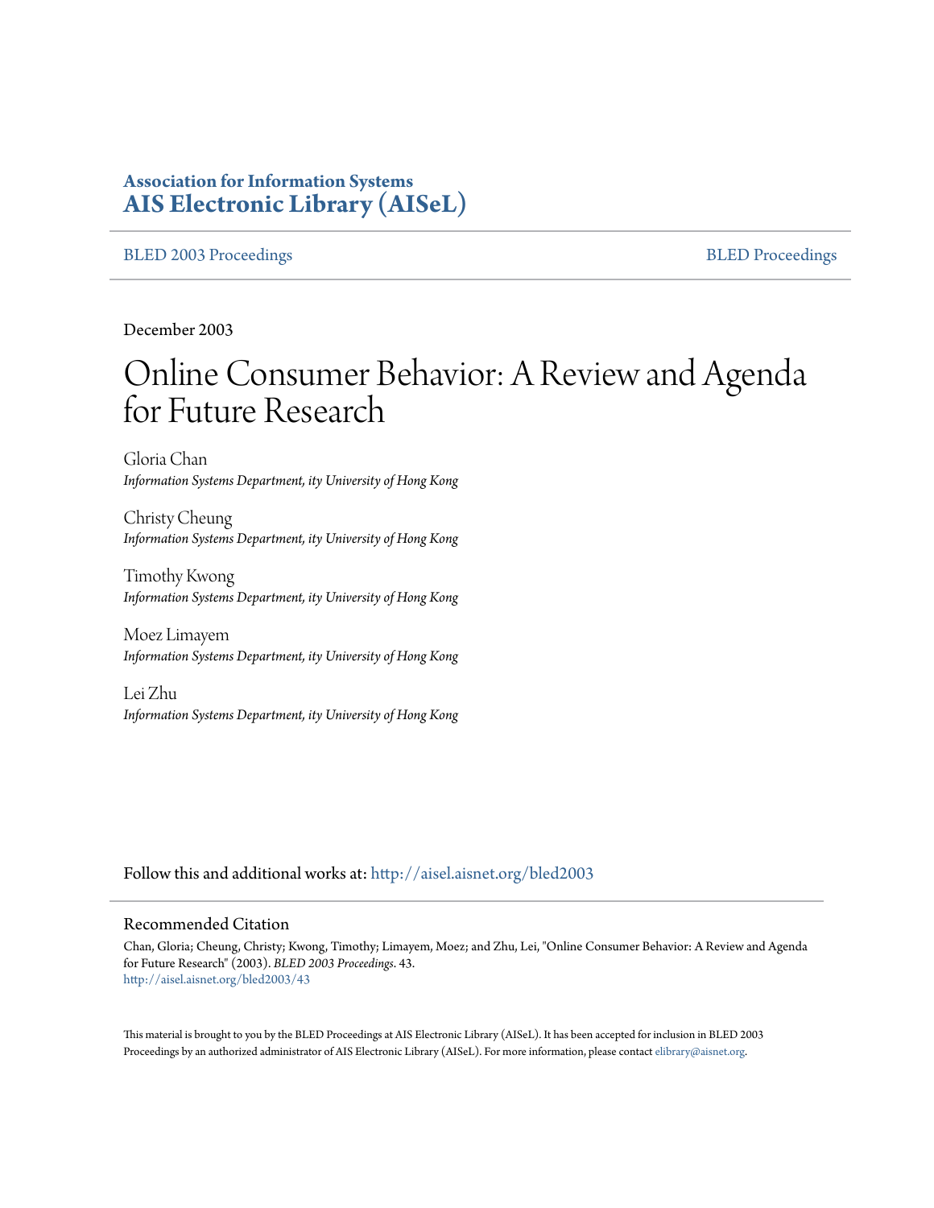**Association for Information Systems**
**AIS Electronic Library (AISeL)**

BLED 2003 Proceedings | BLED Proceedings

December 2003

# Online Consumer Behavior: A Review and Agenda for Future Research

Gloria Chan
*Information Systems Department, ity University of Hong Kong*

Christy Cheung
*Information Systems Department, ity University of Hong Kong*

Timothy Kwong
*Information Systems Department, ity University of Hong Kong*

Moez Limayem
*Information Systems Department, ity University of Hong Kong*

Lei Zhu
*Information Systems Department, ity University of Hong Kong*

Follow this and additional works at: http://aisel.aisnet.org/bled2003

## Recommended Citation

Chan, Gloria; Cheung, Christy; Kwong, Timothy; Limayem, Moez; and Zhu, Lei, "Online Consumer Behavior: A Review and Agenda for Future Research" (2003). *BLED 2003 Proceedings*. 43.
http://aisel.aisnet.org/bled2003/43

This material is brought to you by the BLED Proceedings at AIS Electronic Library (AISeL). It has been accepted for inclusion in BLED 2003 Proceedings by an authorized administrator of AIS Electronic Library (AISeL). For more information, please contact elibrary@aisnet.org.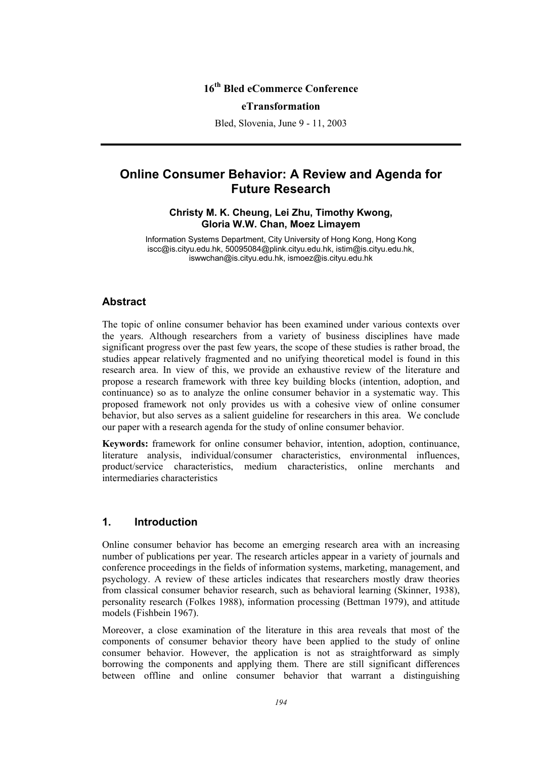16th Bled eCommerce Conference

eTransformation

Bled, Slovenia, June 9 - 11, 2003

# Online Consumer Behavior: A Review and Agenda for Future Research

**Christy M. K. Cheung, Lei Zhu, Timothy Kwong, Gloria W.W. Chan, Moez Limayem**

Information Systems Department, City University of Hong Kong, Hong Kong
iscc@is.cityu.edu.hk, 50095084@plink.cityu.edu.hk, istim@is.cityu.edu.hk, iswwchan@is.cityu.edu.hk, ismoez@is.cityu.edu.hk

## Abstract

The topic of online consumer behavior has been examined under various contexts over the years. Although researchers from a variety of business disciplines have made significant progress over the past few years, the scope of these studies is rather broad, the studies appear relatively fragmented and no unifying theoretical model is found in this research area. In view of this, we provide an exhaustive review of the literature and propose a research framework with three key building blocks (intention, adoption, and continuance) so as to analyze the online consumer behavior in a systematic way. This proposed framework not only provides us with a cohesive view of online consumer behavior, but also serves as a salient guideline for researchers in this area. We conclude our paper with a research agenda for the study of online consumer behavior.

**Keywords:** framework for online consumer behavior, intention, adoption, continuance, literature analysis, individual/consumer characteristics, environmental influences, product/service characteristics, medium characteristics, online merchants and intermediaries characteristics

## 1. Introduction

Online consumer behavior has become an emerging research area with an increasing number of publications per year. The research articles appear in a variety of journals and conference proceedings in the fields of information systems, marketing, management, and psychology. A review of these articles indicates that researchers mostly draw theories from classical consumer behavior research, such as behavioral learning (Skinner, 1938), personality research (Folkes 1988), information processing (Bettman 1979), and attitude models (Fishbein 1967).

Moreover, a close examination of the literature in this area reveals that most of the components of consumer behavior theory have been applied to the study of online consumer behavior. However, the application is not as straightforward as simply borrowing the components and applying them. There are still significant differences between offline and online consumer behavior that warrant a distinguishing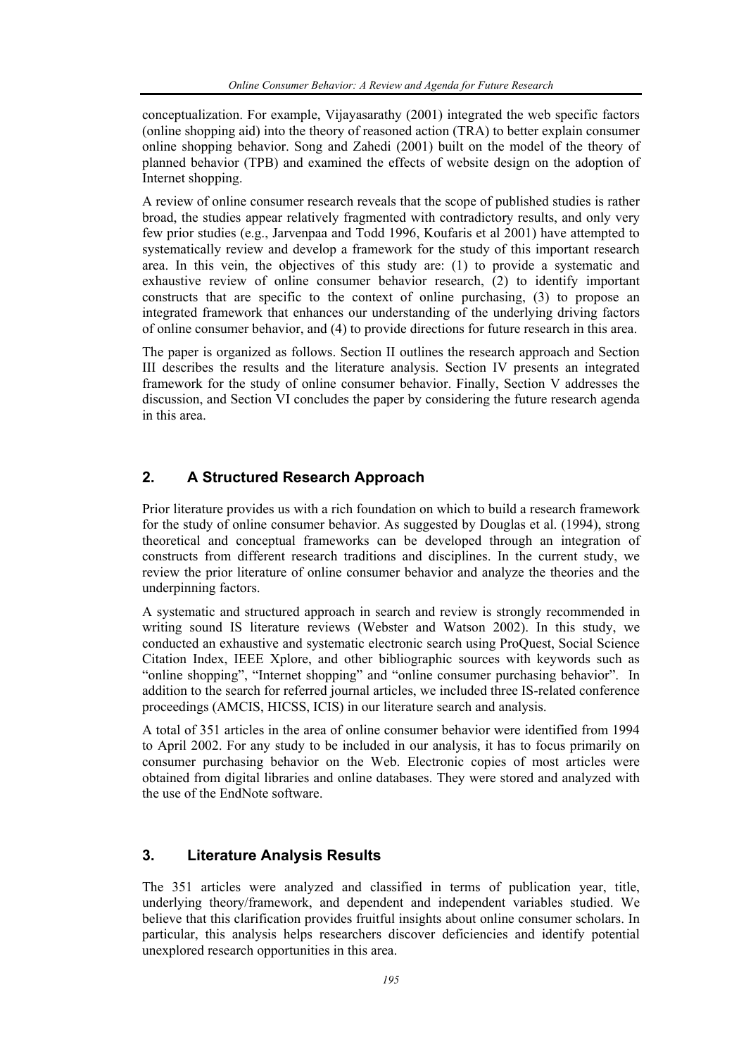conceptualization. For example, Vijayasarathy (2001) integrated the web specific factors (online shopping aid) into the theory of reasoned action (TRA) to better explain consumer online shopping behavior. Song and Zahedi (2001) built on the model of the theory of planned behavior (TPB) and examined the effects of website design on the adoption of Internet shopping.

A review of online consumer research reveals that the scope of published studies is rather broad, the studies appear relatively fragmented with contradictory results, and only very few prior studies (e.g., Jarvenpaa and Todd 1996, Koufaris et al 2001) have attempted to systematically review and develop a framework for the study of this important research area. In this vein, the objectives of this study are: (1) to provide a systematic and exhaustive review of online consumer behavior research, (2) to identify important constructs that are specific to the context of online purchasing, (3) to propose an integrated framework that enhances our understanding of the underlying driving factors of online consumer behavior, and (4) to provide directions for future research in this area.

The paper is organized as follows. Section II outlines the research approach and Section III describes the results and the literature analysis. Section IV presents an integrated framework for the study of online consumer behavior. Finally, Section V addresses the discussion, and Section VI concludes the paper by considering the future research agenda in this area.

## 2. A Structured Research Approach

Prior literature provides us with a rich foundation on which to build a research framework for the study of online consumer behavior. As suggested by Douglas et al. (1994), strong theoretical and conceptual frameworks can be developed through an integration of constructs from different research traditions and disciplines. In the current study, we review the prior literature of online consumer behavior and analyze the theories and the underpinning factors.

A systematic and structured approach in search and review is strongly recommended in writing sound IS literature reviews (Webster and Watson 2002). In this study, we conducted an exhaustive and systematic electronic search using ProQuest, Social Science Citation Index, IEEE Xplore, and other bibliographic sources with keywords such as "online shopping", "Internet shopping" and "online consumer purchasing behavior". In addition to the search for referred journal articles, we included three IS-related conference proceedings (AMCIS, HICSS, ICIS) in our literature search and analysis.

A total of 351 articles in the area of online consumer behavior were identified from 1994 to April 2002. For any study to be included in our analysis, it has to focus primarily on consumer purchasing behavior on the Web. Electronic copies of most articles were obtained from digital libraries and online databases. They were stored and analyzed with the use of the EndNote software.

## 3. Literature Analysis Results

The 351 articles were analyzed and classified in terms of publication year, title, underlying theory/framework, and dependent and independent variables studied. We believe that this clarification provides fruitful insights about online consumer scholars. In particular, this analysis helps researchers discover deficiencies and identify potential unexplored research opportunities in this area.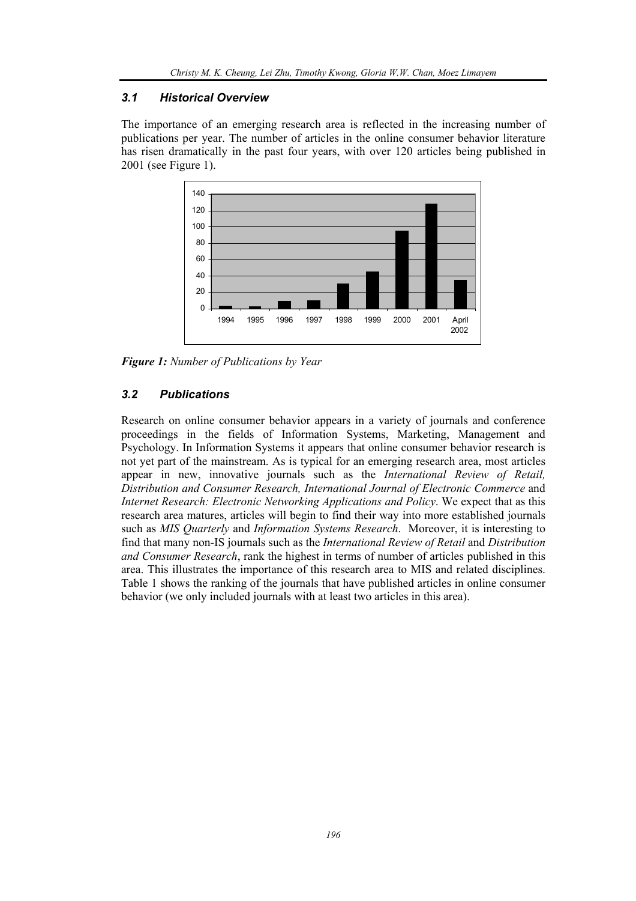### 3.1 Historical Overview

The importance of an emerging research area is reflected in the increasing number of publications per year. The number of articles in the online consumer behavior literature has risen dramatically in the past four years, with over 120 articles being published in 2001 (see Figure 1).

***Figure 1:*** *Number of Publications by Year*

### 3.2 Publications

Research on online consumer behavior appears in a variety of journals and conference proceedings in the fields of Information Systems, Marketing, Management and Psychology. In Information Systems it appears that online consumer behavior research is not yet part of the mainstream. As is typical for an emerging research area, most articles appear in new, innovative journals such as the *International Review of Retail, Distribution and Consumer Research, International Journal of Electronic Commerce* and *Internet Research: Electronic Networking Applications and Policy*. We expect that as this research area matures, articles will begin to find their way into more established journals such as *MIS Quarterly* and *Information Systems Research*. Moreover, it is interesting to find that many non-IS journals such as the *International Review of Retail* and *Distribution and Consumer Research*, rank the highest in terms of number of articles published in this area. This illustrates the importance of this research area to MIS and related disciplines. Table 1 shows the ranking of the journals that have published articles in online consumer behavior (we only included journals with at least two articles in this area).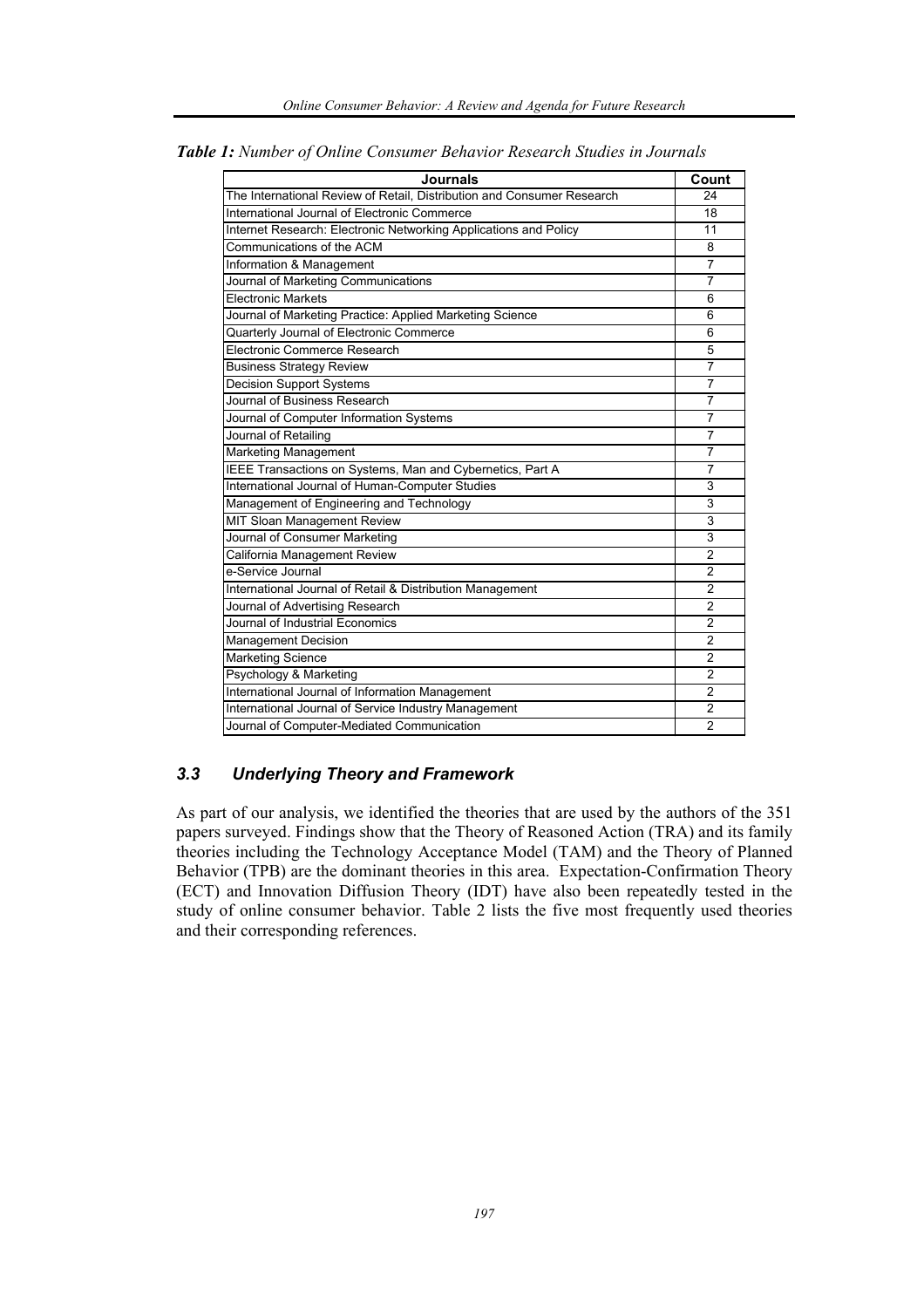***Table 1:*** *Number of Online Consumer Behavior Research Studies in Journals*

| Journals | Count |
|---|---|
| The International Review of Retail, Distribution and Consumer Research | 24 |
| International Journal of Electronic Commerce | 18 |
| Internet Research: Electronic Networking Applications and Policy | 11 |
| Communications of the ACM | 8 |
| Information & Management | 7 |
| Journal of Marketing Communications | 7 |
| Electronic Markets | 6 |
| Journal of Marketing Practice: Applied Marketing Science | 6 |
| Quarterly Journal of Electronic Commerce | 6 |
| Electronic Commerce Research | 5 |
| Business Strategy Review | 7 |
| Decision Support Systems | 7 |
| Journal of Business Research | 7 |
| Journal of Computer Information Systems | 7 |
| Journal of Retailing | 7 |
| Marketing Management | 7 |
| IEEE Transactions on Systems, Man and Cybernetics, Part A | 7 |
| International Journal of Human-Computer Studies | 3 |
| Management of Engineering and Technology | 3 |
| MIT Sloan Management Review | 3 |
| Journal of Consumer Marketing | 3 |
| California Management Review | 2 |
| e-Service Journal | 2 |
| International Journal of Retail & Distribution Management | 2 |
| Journal of Advertising Research | 2 |
| Journal of Industrial Economics | 2 |
| Management Decision | 2 |
| Marketing Science | 2 |
| Psychology & Marketing | 2 |
| International Journal of Information Management | 2 |
| International Journal of Service Industry Management | 2 |
| Journal of Computer-Mediated Communication | 2 |

### *3.3 Underlying Theory and Framework*

As part of our analysis, we identified the theories that are used by the authors of the 351 papers surveyed. Findings show that the Theory of Reasoned Action (TRA) and its family theories including the Technology Acceptance Model (TAM) and the Theory of Planned Behavior (TPB) are the dominant theories in this area. Expectation-Confirmation Theory (ECT) and Innovation Diffusion Theory (IDT) have also been repeatedly tested in the study of online consumer behavior. Table 2 lists the five most frequently used theories and their corresponding references.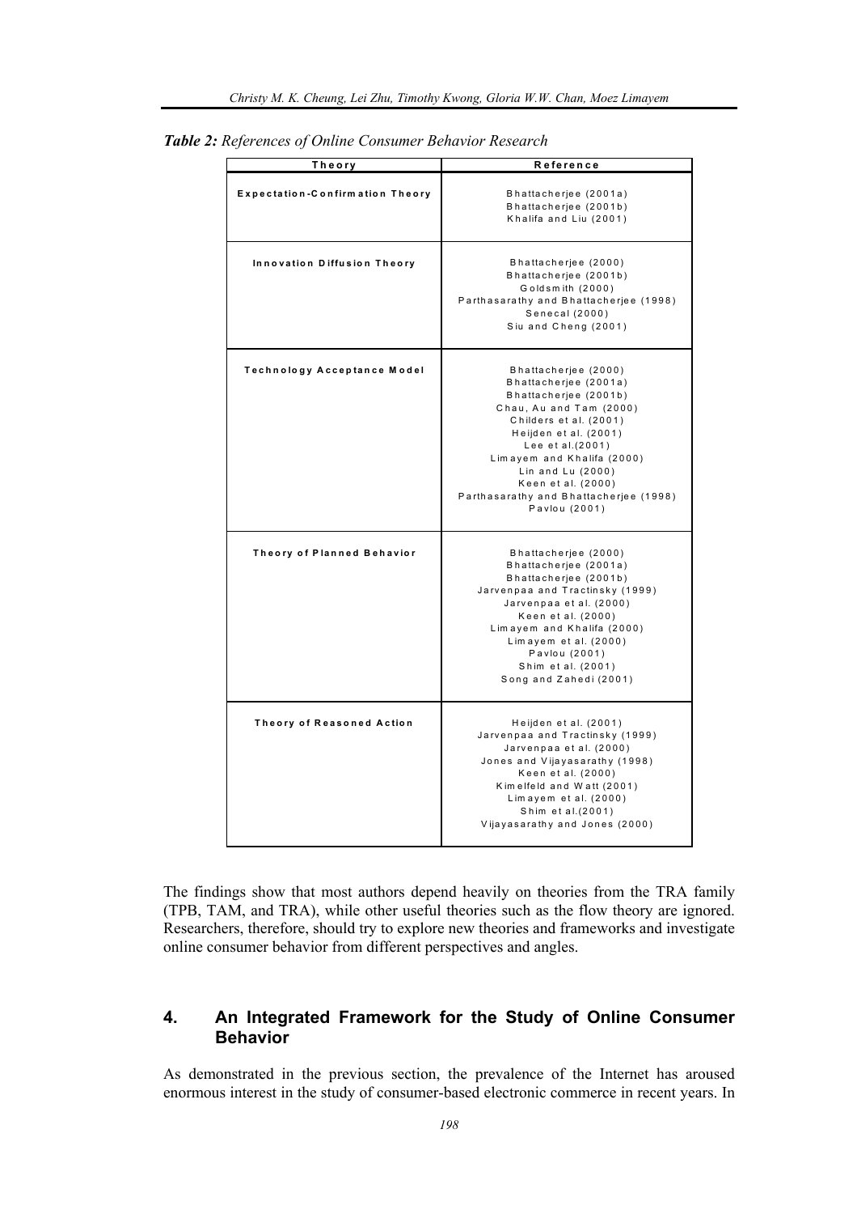***Table 2:*** *References of Online Consumer Behavior Research*

| Theory | Reference |
|---|---|
| **Expectation-Confirmation Theory** | Bhattacherjee (2001a)<br>Bhattacherjee (2001b)<br>Khalifa and Liu (2001) |
| **Innovation Diffusion Theory** | Bhattacherjee (2000)<br>Bhattacherjee (2001b)<br>Goldsmith (2000)<br>Parthasarathy and Bhattacherjee (1998)<br>Senecal (2000)<br>Siu and Cheng (2001) |
| **Technology Acceptance Model** | Bhattacherjee (2000)<br>Bhattacherjee (2001a)<br>Bhattacherjee (2001b)<br>Chau, Au and Tam (2000)<br>Childers et al. (2001)<br>Heijden et al. (2001)<br>Lee et al.(2001)<br>Limayem and Khalifa (2000)<br>Lin and Lu (2000)<br>Keen et al. (2000)<br>Parthasarathy and Bhattacherjee (1998)<br>Pavlou (2001) |
| **Theory of Planned Behavior** | Bhattacherjee (2000)<br>Bhattacherjee (2001a)<br>Bhattacherjee (2001b)<br>Jarvenpaa and Tractinsky (1999)<br>Jarvenpaa et al. (2000)<br>Keen et al. (2000)<br>Limayem and Khalifa (2000)<br>Limayem et al. (2000)<br>Pavlou (2001)<br>Shim et al. (2001)<br>Song and Zahedi (2001) |
| **Theory of Reasoned Action** | Heijden et al. (2001)<br>Jarvenpaa and Tractinsky (1999)<br>Jarvenpaa et al. (2000)<br>Jones and Vijayasarathy (1998)<br>Keen et al. (2000)<br>Kimelfeld and Watt (2001)<br>Limayem et al. (2000)<br>Shim et al.(2001)<br>Vijayasarathy and Jones (2000) |

The findings show that most authors depend heavily on theories from the TRA family (TPB, TAM, and TRA), while other useful theories such as the flow theory are ignored. Researchers, therefore, should try to explore new theories and frameworks and investigate online consumer behavior from different perspectives and angles.

## 4. An Integrated Framework for the Study of Online Consumer Behavior

As demonstrated in the previous section, the prevalence of the Internet has aroused enormous interest in the study of consumer-based electronic commerce in recent years. In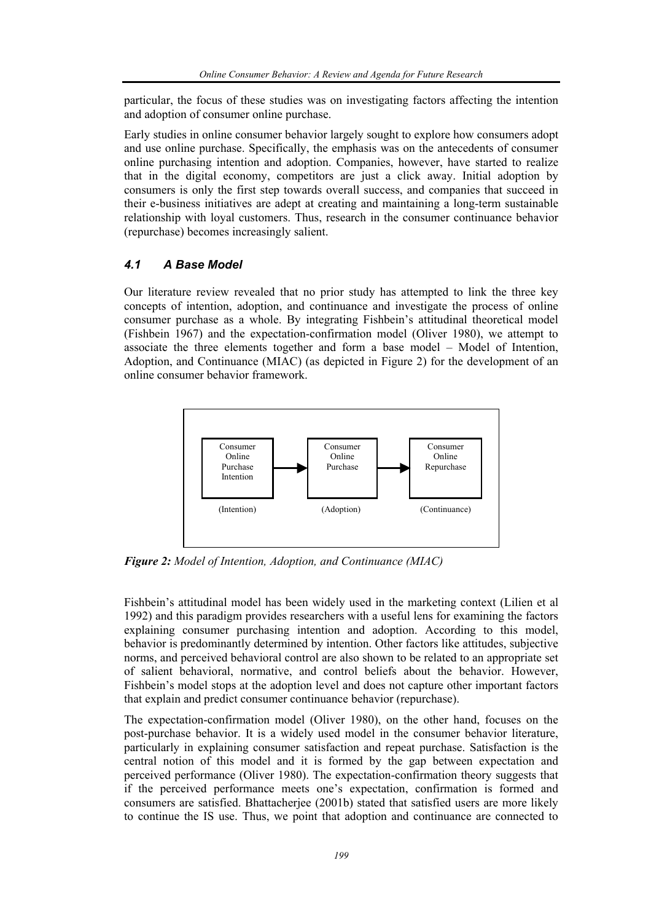particular, the focus of these studies was on investigating factors affecting the intention and adoption of consumer online purchase.

Early studies in online consumer behavior largely sought to explore how consumers adopt and use online purchase. Specifically, the emphasis was on the antecedents of consumer online purchasing intention and adoption. Companies, however, have started to realize that in the digital economy, competitors are just a click away. Initial adoption by consumers is only the first step towards overall success, and companies that succeed in their e-business initiatives are adept at creating and maintaining a long-term sustainable relationship with loyal customers. Thus, research in the consumer continuance behavior (repurchase) becomes increasingly salient.

### *4.1 A Base Model*

Our literature review revealed that no prior study has attempted to link the three key concepts of intention, adoption, and continuance and investigate the process of online consumer purchase as a whole. By integrating Fishbein's attitudinal theoretical model (Fishbein 1967) and the expectation-confirmation model (Oliver 1980), we attempt to associate the three elements together and form a base model – Model of Intention, Adoption, and Continuance (MIAC) (as depicted in Figure 2) for the development of an online consumer behavior framework.

```
Consumer Online Purchase Intention  -->  Consumer Online Purchase  -->  Consumer Online Repurchase
(Intention)                              (Adoption)                     (Continuance)
```

***Figure 2:** Model of Intention, Adoption, and Continuance (MIAC)*

Fishbein's attitudinal model has been widely used in the marketing context (Lilien et al 1992) and this paradigm provides researchers with a useful lens for examining the factors explaining consumer purchasing intention and adoption. According to this model, behavior is predominantly determined by intention. Other factors like attitudes, subjective norms, and perceived behavioral control are also shown to be related to an appropriate set of salient behavioral, normative, and control beliefs about the behavior. However, Fishbein's model stops at the adoption level and does not capture other important factors that explain and predict consumer continuance behavior (repurchase).

The expectation-confirmation model (Oliver 1980), on the other hand, focuses on the post-purchase behavior. It is a widely used model in the consumer behavior literature, particularly in explaining consumer satisfaction and repeat purchase. Satisfaction is the central notion of this model and it is formed by the gap between expectation and perceived performance (Oliver 1980). The expectation-confirmation theory suggests that if the perceived performance meets one's expectation, confirmation is formed and consumers are satisfied. Bhattacherjee (2001b) stated that satisfied users are more likely to continue the IS use. Thus, we point that adoption and continuance are connected to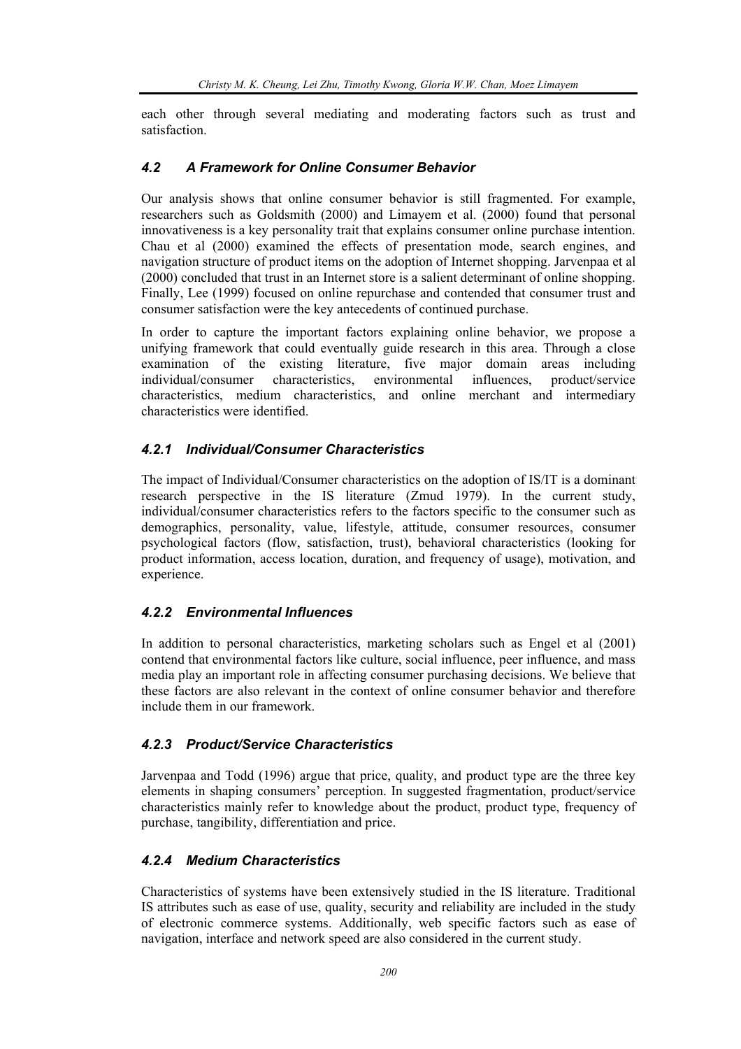each other through several mediating and moderating factors such as trust and satisfaction.

## *4.2 A Framework for Online Consumer Behavior*

Our analysis shows that online consumer behavior is still fragmented. For example, researchers such as Goldsmith (2000) and Limayem et al. (2000) found that personal innovativeness is a key personality trait that explains consumer online purchase intention. Chau et al (2000) examined the effects of presentation mode, search engines, and navigation structure of product items on the adoption of Internet shopping. Jarvenpaa et al (2000) concluded that trust in an Internet store is a salient determinant of online shopping. Finally, Lee (1999) focused on online repurchase and contended that consumer trust and consumer satisfaction were the key antecedents of continued purchase.

In order to capture the important factors explaining online behavior, we propose a unifying framework that could eventually guide research in this area. Through a close examination of the existing literature, five major domain areas including individual/consumer characteristics, environmental influences, product/service characteristics, medium characteristics, and online merchant and intermediary characteristics were identified.

### *4.2.1 Individual/Consumer Characteristics*

The impact of Individual/Consumer characteristics on the adoption of IS/IT is a dominant research perspective in the IS literature (Zmud 1979). In the current study, individual/consumer characteristics refers to the factors specific to the consumer such as demographics, personality, value, lifestyle, attitude, consumer resources, consumer psychological factors (flow, satisfaction, trust), behavioral characteristics (looking for product information, access location, duration, and frequency of usage), motivation, and experience.

### *4.2.2 Environmental Influences*

In addition to personal characteristics, marketing scholars such as Engel et al (2001) contend that environmental factors like culture, social influence, peer influence, and mass media play an important role in affecting consumer purchasing decisions. We believe that these factors are also relevant in the context of online consumer behavior and therefore include them in our framework.

### *4.2.3 Product/Service Characteristics*

Jarvenpaa and Todd (1996) argue that price, quality, and product type are the three key elements in shaping consumers' perception. In suggested fragmentation, product/service characteristics mainly refer to knowledge about the product, product type, frequency of purchase, tangibility, differentiation and price.

### *4.2.4 Medium Characteristics*

Characteristics of systems have been extensively studied in the IS literature. Traditional IS attributes such as ease of use, quality, security and reliability are included in the study of electronic commerce systems. Additionally, web specific factors such as ease of navigation, interface and network speed are also considered in the current study.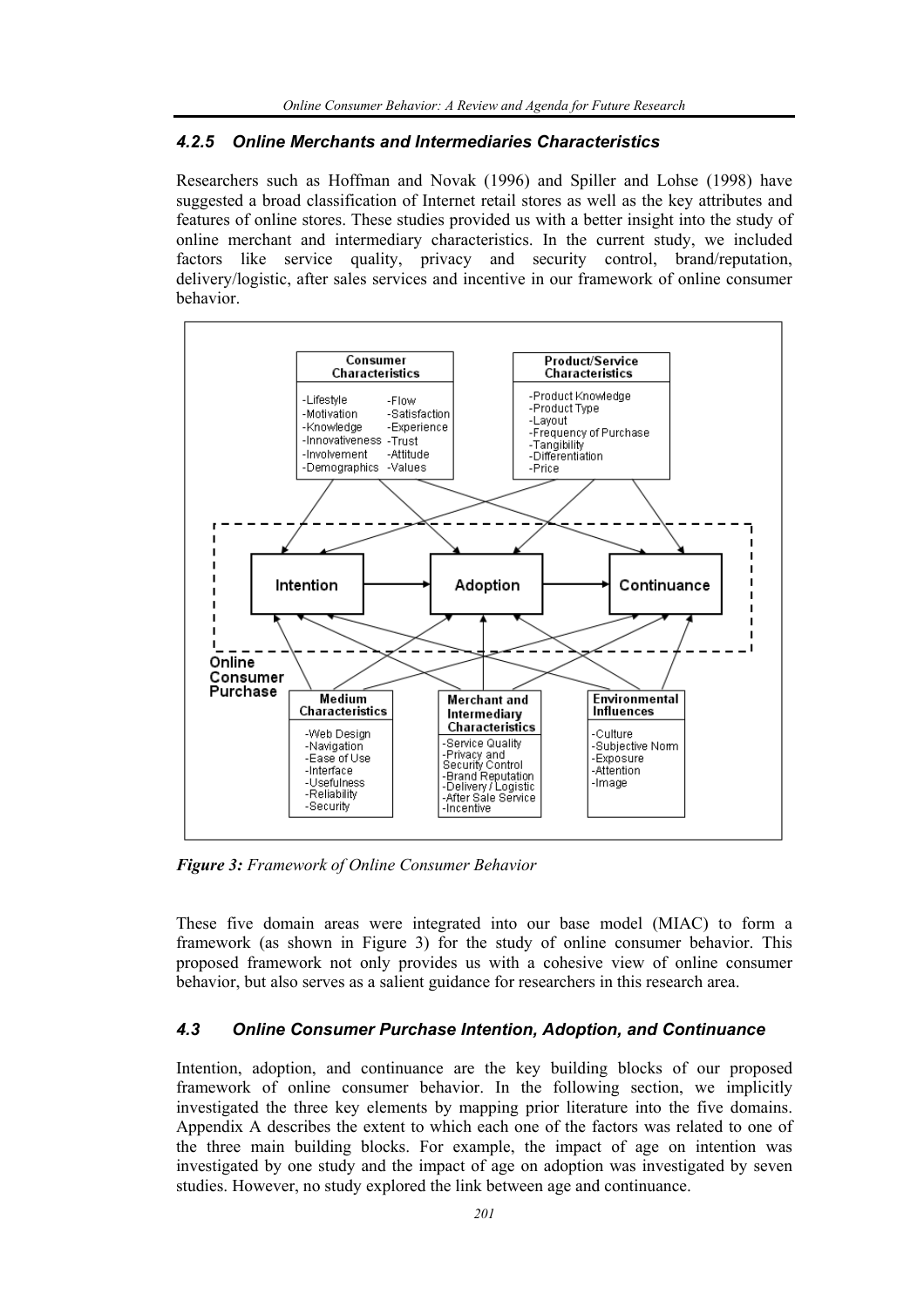### 4.2.5 Online Merchants and Intermediaries Characteristics

Researchers such as Hoffman and Novak (1996) and Spiller and Lohse (1998) have suggested a broad classification of Internet retail stores as well as the key attributes and features of online stores. These studies provided us with a better insight into the study of online merchant and intermediary characteristics. In the current study, we included factors like service quality, privacy and security control, brand/reputation, delivery/logistic, after sales services and incentive in our framework of online consumer behavior.

***Figure 3:*** *Framework of Online Consumer Behavior*

These five domain areas were integrated into our base model (MIAC) to form a framework (as shown in Figure 3) for the study of online consumer behavior. This proposed framework not only provides us with a cohesive view of online consumer behavior, but also serves as a salient guidance for researchers in this research area.

### 4.3 Online Consumer Purchase Intention, Adoption, and Continuance

Intention, adoption, and continuance are the key building blocks of our proposed framework of online consumer behavior. In the following section, we implicitly investigated the three key elements by mapping prior literature into the five domains. Appendix A describes the extent to which each one of the factors was related to one of the three main building blocks. For example, the impact of age on intention was investigated by one study and the impact of age on adoption was investigated by seven studies. However, no study explored the link between age and continuance.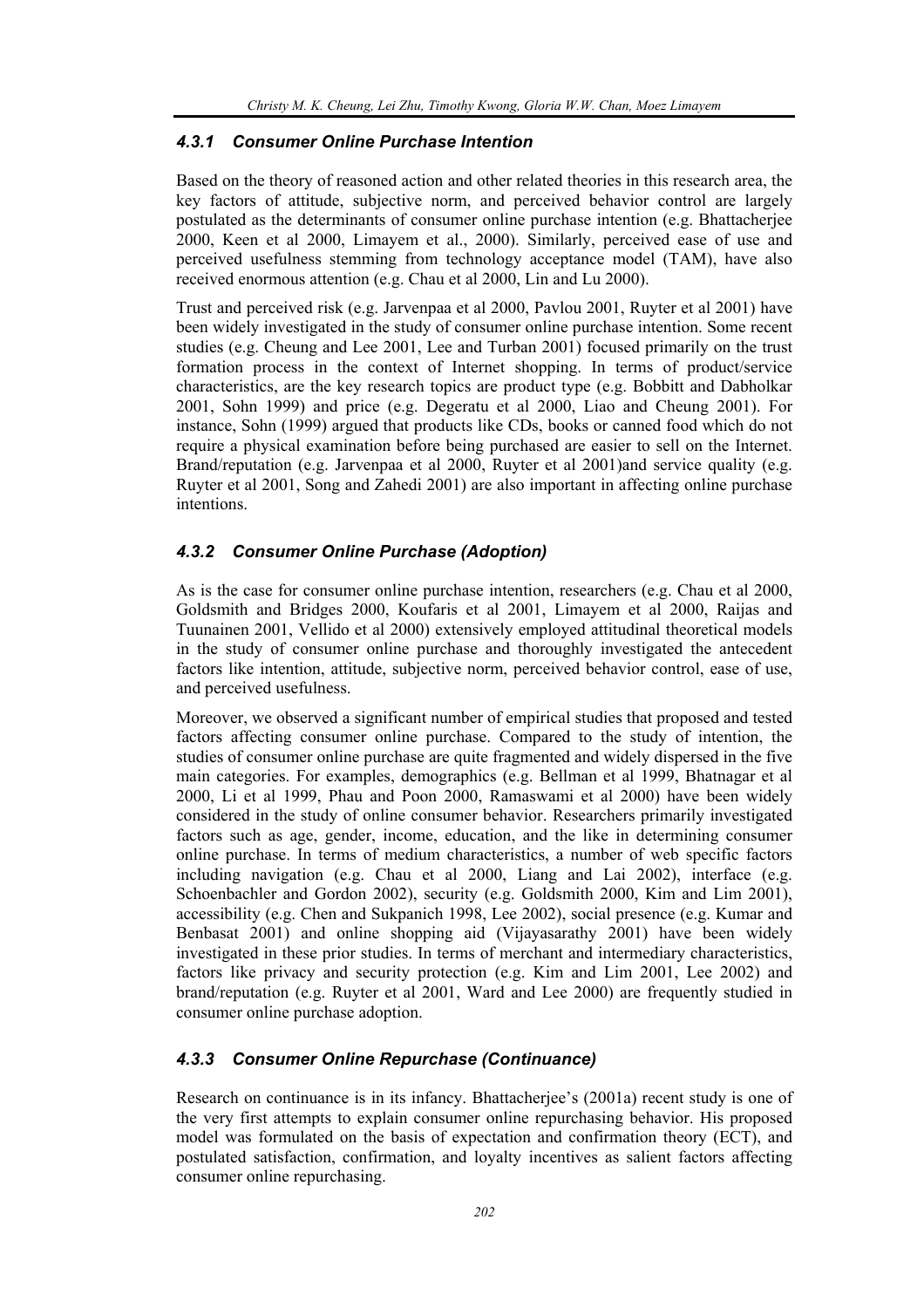### *4.3.1 Consumer Online Purchase Intention*

Based on the theory of reasoned action and other related theories in this research area, the key factors of attitude, subjective norm, and perceived behavior control are largely postulated as the determinants of consumer online purchase intention (e.g. Bhattacherjee 2000, Keen et al 2000, Limayem et al., 2000). Similarly, perceived ease of use and perceived usefulness stemming from technology acceptance model (TAM), have also received enormous attention (e.g. Chau et al 2000, Lin and Lu 2000).

Trust and perceived risk (e.g. Jarvenpaa et al 2000, Pavlou 2001, Ruyter et al 2001) have been widely investigated in the study of consumer online purchase intention. Some recent studies (e.g. Cheung and Lee 2001, Lee and Turban 2001) focused primarily on the trust formation process in the context of Internet shopping. In terms of product/service characteristics, are the key research topics are product type (e.g. Bobbitt and Dabholkar 2001, Sohn 1999) and price (e.g. Degeratu et al 2000, Liao and Cheung 2001). For instance, Sohn (1999) argued that products like CDs, books or canned food which do not require a physical examination before being purchased are easier to sell on the Internet. Brand/reputation (e.g. Jarvenpaa et al 2000, Ruyter et al 2001)and service quality (e.g. Ruyter et al 2001, Song and Zahedi 2001) are also important in affecting online purchase intentions.

### *4.3.2 Consumer Online Purchase (Adoption)*

As is the case for consumer online purchase intention, researchers (e.g. Chau et al 2000, Goldsmith and Bridges 2000, Koufaris et al 2001, Limayem et al 2000, Raijas and Tuunainen 2001, Vellido et al 2000) extensively employed attitudinal theoretical models in the study of consumer online purchase and thoroughly investigated the antecedent factors like intention, attitude, subjective norm, perceived behavior control, ease of use, and perceived usefulness.

Moreover, we observed a significant number of empirical studies that proposed and tested factors affecting consumer online purchase. Compared to the study of intention, the studies of consumer online purchase are quite fragmented and widely dispersed in the five main categories. For examples, demographics (e.g. Bellman et al 1999, Bhatnagar et al 2000, Li et al 1999, Phau and Poon 2000, Ramaswami et al 2000) have been widely considered in the study of online consumer behavior. Researchers primarily investigated factors such as age, gender, income, education, and the like in determining consumer online purchase. In terms of medium characteristics, a number of web specific factors including navigation (e.g. Chau et al 2000, Liang and Lai 2002), interface (e.g. Schoenbachler and Gordon 2002), security (e.g. Goldsmith 2000, Kim and Lim 2001), accessibility (e.g. Chen and Sukpanich 1998, Lee 2002), social presence (e.g. Kumar and Benbasat 2001) and online shopping aid (Vijayasarathy 2001) have been widely investigated in these prior studies. In terms of merchant and intermediary characteristics, factors like privacy and security protection (e.g. Kim and Lim 2001, Lee 2002) and brand/reputation (e.g. Ruyter et al 2001, Ward and Lee 2000) are frequently studied in consumer online purchase adoption.

### *4.3.3 Consumer Online Repurchase (Continuance)*

Research on continuance is in its infancy. Bhattacherjee's (2001a) recent study is one of the very first attempts to explain consumer online repurchasing behavior. His proposed model was formulated on the basis of expectation and confirmation theory (ECT), and postulated satisfaction, confirmation, and loyalty incentives as salient factors affecting consumer online repurchasing.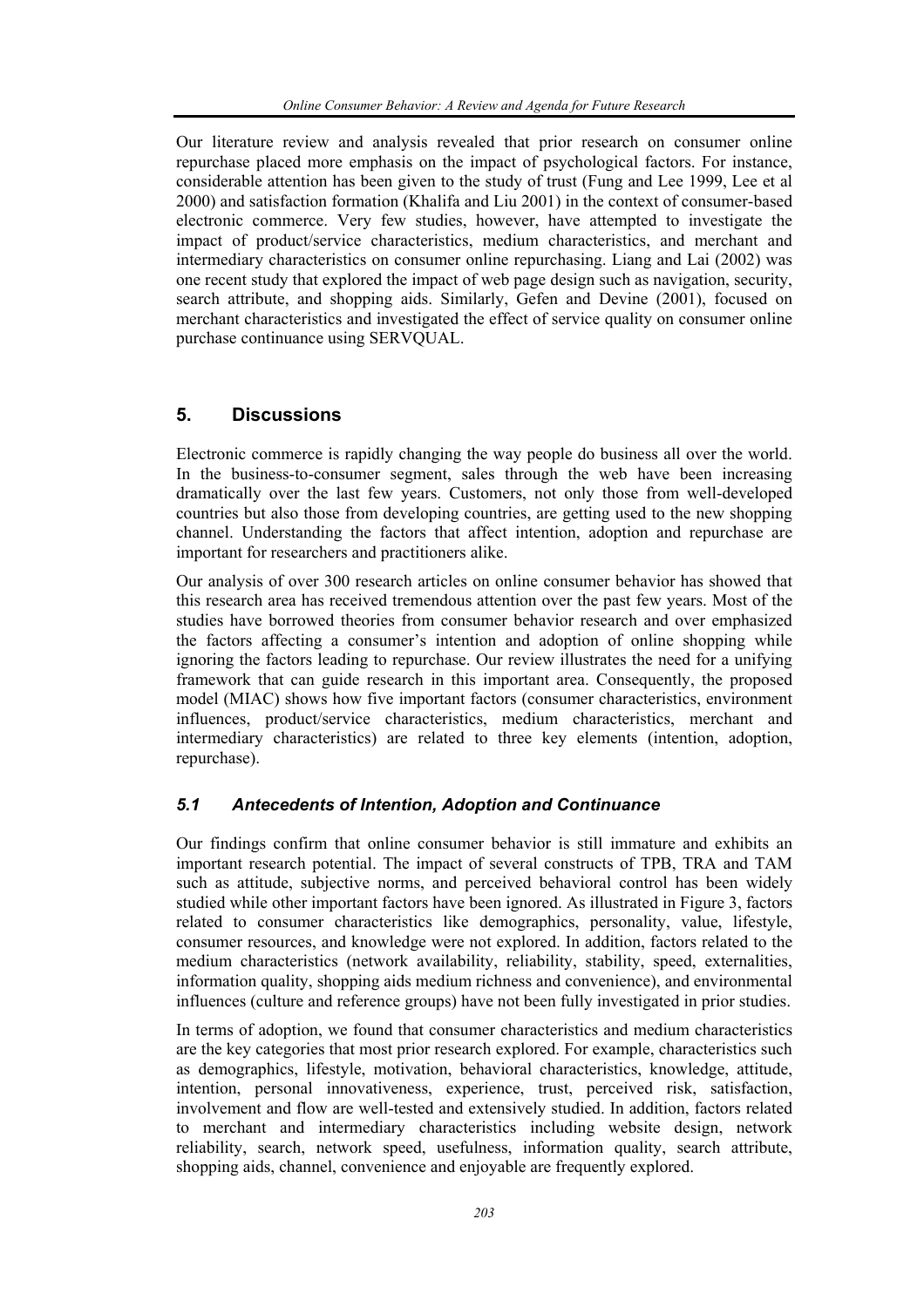Our literature review and analysis revealed that prior research on consumer online repurchase placed more emphasis on the impact of psychological factors. For instance, considerable attention has been given to the study of trust (Fung and Lee 1999, Lee et al 2000) and satisfaction formation (Khalifa and Liu 2001) in the context of consumer-based electronic commerce. Very few studies, however, have attempted to investigate the impact of product/service characteristics, medium characteristics, and merchant and intermediary characteristics on consumer online repurchasing. Liang and Lai (2002) was one recent study that explored the impact of web page design such as navigation, security, search attribute, and shopping aids. Similarly, Gefen and Devine (2001), focused on merchant characteristics and investigated the effect of service quality on consumer online purchase continuance using SERVQUAL.

## 5. Discussions

Electronic commerce is rapidly changing the way people do business all over the world. In the business-to-consumer segment, sales through the web have been increasing dramatically over the last few years. Customers, not only those from well-developed countries but also those from developing countries, are getting used to the new shopping channel. Understanding the factors that affect intention, adoption and repurchase are important for researchers and practitioners alike.

Our analysis of over 300 research articles on online consumer behavior has showed that this research area has received tremendous attention over the past few years. Most of the studies have borrowed theories from consumer behavior research and over emphasized the factors affecting a consumer's intention and adoption of online shopping while ignoring the factors leading to repurchase. Our review illustrates the need for a unifying framework that can guide research in this important area. Consequently, the proposed model (MIAC) shows how five important factors (consumer characteristics, environment influences, product/service characteristics, medium characteristics, merchant and intermediary characteristics) are related to three key elements (intention, adoption, repurchase).

### *5.1 Antecedents of Intention, Adoption and Continuance*

Our findings confirm that online consumer behavior is still immature and exhibits an important research potential. The impact of several constructs of TPB, TRA and TAM such as attitude, subjective norms, and perceived behavioral control has been widely studied while other important factors have been ignored. As illustrated in Figure 3, factors related to consumer characteristics like demographics, personality, value, lifestyle, consumer resources, and knowledge were not explored. In addition, factors related to the medium characteristics (network availability, reliability, stability, speed, externalities, information quality, shopping aids medium richness and convenience), and environmental influences (culture and reference groups) have not been fully investigated in prior studies.

In terms of adoption, we found that consumer characteristics and medium characteristics are the key categories that most prior research explored. For example, characteristics such as demographics, lifestyle, motivation, behavioral characteristics, knowledge, attitude, intention, personal innovativeness, experience, trust, perceived risk, satisfaction, involvement and flow are well-tested and extensively studied. In addition, factors related to merchant and intermediary characteristics including website design, network reliability, search, network speed, usefulness, information quality, search attribute, shopping aids, channel, convenience and enjoyable are frequently explored.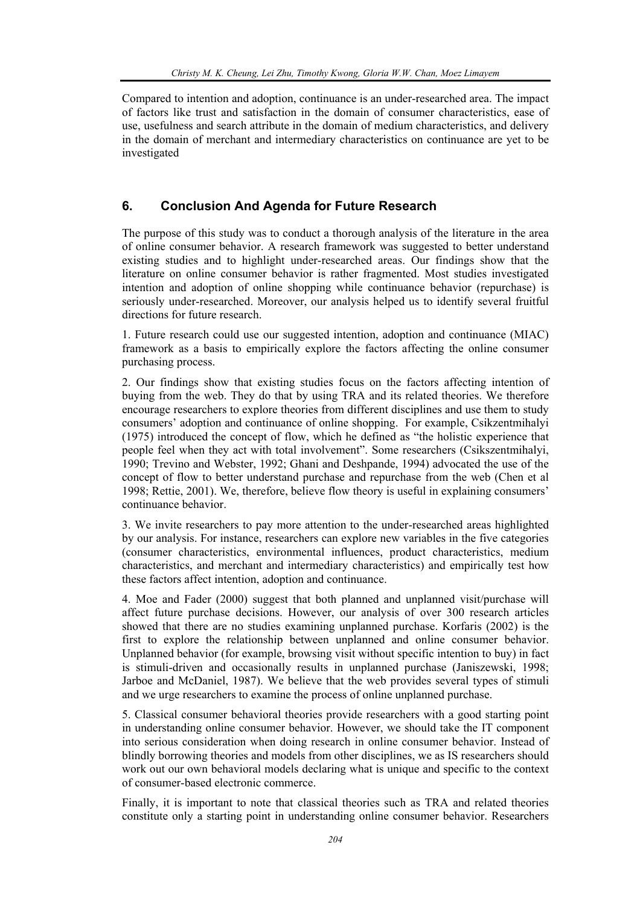Compared to intention and adoption, continuance is an under-researched area. The impact of factors like trust and satisfaction in the domain of consumer characteristics, ease of use, usefulness and search attribute in the domain of medium characteristics, and delivery in the domain of merchant and intermediary characteristics on continuance are yet to be investigated

## 6. Conclusion And Agenda for Future Research

The purpose of this study was to conduct a thorough analysis of the literature in the area of online consumer behavior. A research framework was suggested to better understand existing studies and to highlight under-researched areas. Our findings show that the literature on online consumer behavior is rather fragmented. Most studies investigated intention and adoption of online shopping while continuance behavior (repurchase) is seriously under-researched. Moreover, our analysis helped us to identify several fruitful directions for future research.

1. Future research could use our suggested intention, adoption and continuance (MIAC) framework as a basis to empirically explore the factors affecting the online consumer purchasing process.

2. Our findings show that existing studies focus on the factors affecting intention of buying from the web. They do that by using TRA and its related theories. We therefore encourage researchers to explore theories from different disciplines and use them to study consumers' adoption and continuance of online shopping. For example, Csikzentmihalyi (1975) introduced the concept of flow, which he defined as "the holistic experience that people feel when they act with total involvement". Some researchers (Csikszentmihalyi, 1990; Trevino and Webster, 1992; Ghani and Deshpande, 1994) advocated the use of the concept of flow to better understand purchase and repurchase from the web (Chen et al 1998; Rettie, 2001). We, therefore, believe flow theory is useful in explaining consumers' continuance behavior.

3. We invite researchers to pay more attention to the under-researched areas highlighted by our analysis. For instance, researchers can explore new variables in the five categories (consumer characteristics, environmental influences, product characteristics, medium characteristics, and merchant and intermediary characteristics) and empirically test how these factors affect intention, adoption and continuance.

4. Moe and Fader (2000) suggest that both planned and unplanned visit/purchase will affect future purchase decisions. However, our analysis of over 300 research articles showed that there are no studies examining unplanned purchase. Korfaris (2002) is the first to explore the relationship between unplanned and online consumer behavior. Unplanned behavior (for example, browsing visit without specific intention to buy) in fact is stimuli-driven and occasionally results in unplanned purchase (Janiszewski, 1998; Jarboe and McDaniel, 1987). We believe that the web provides several types of stimuli and we urge researchers to examine the process of online unplanned purchase.

5. Classical consumer behavioral theories provide researchers with a good starting point in understanding online consumer behavior. However, we should take the IT component into serious consideration when doing research in online consumer behavior. Instead of blindly borrowing theories and models from other disciplines, we as IS researchers should work out our own behavioral models declaring what is unique and specific to the context of consumer-based electronic commerce.

Finally, it is important to note that classical theories such as TRA and related theories constitute only a starting point in understanding online consumer behavior. Researchers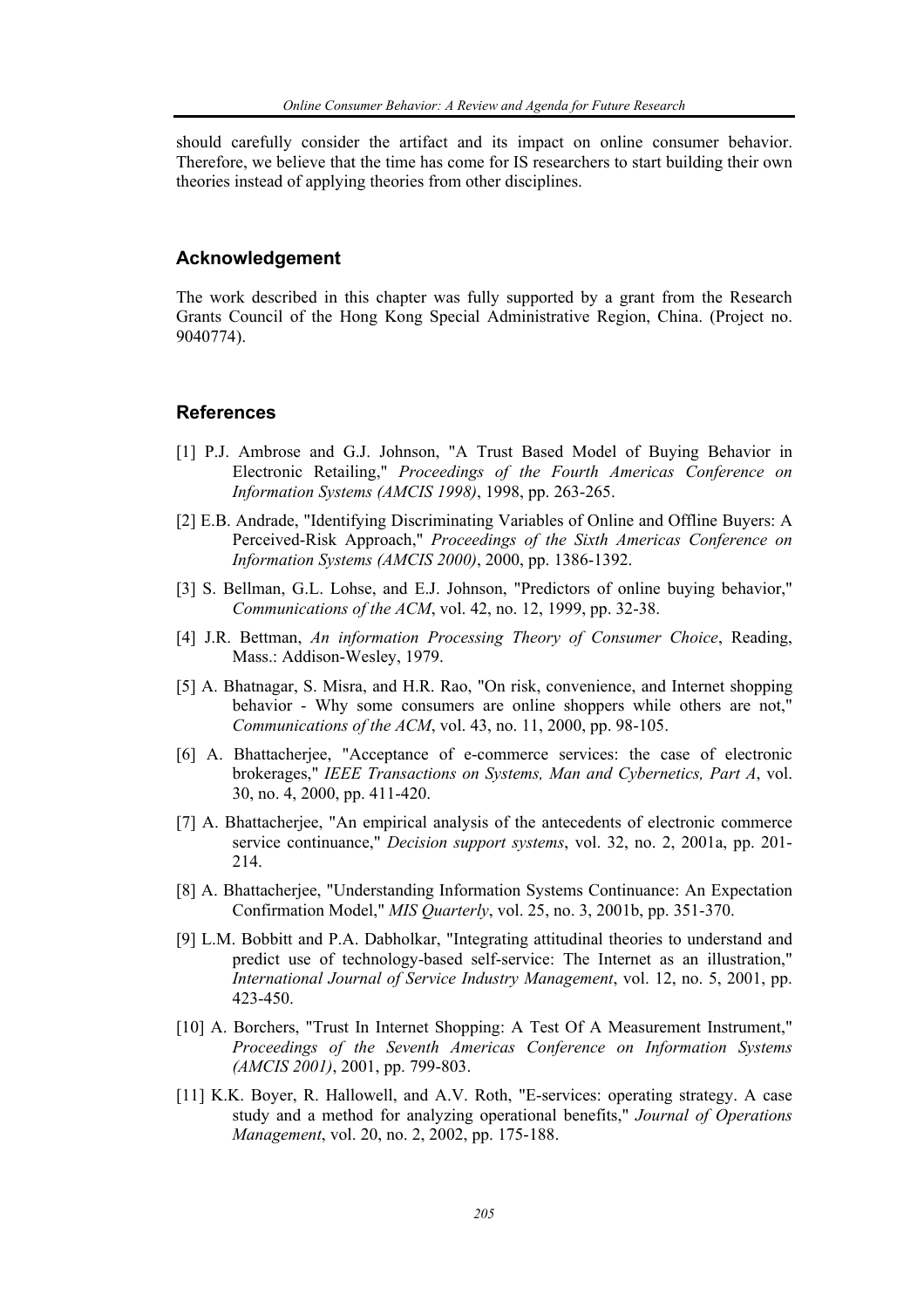should carefully consider the artifact and its impact on online consumer behavior. Therefore, we believe that the time has come for IS researchers to start building their own theories instead of applying theories from other disciplines.

## Acknowledgement

The work described in this chapter was fully supported by a grant from the Research Grants Council of the Hong Kong Special Administrative Region, China. (Project no. 9040774).

## References

[1] P.J. Ambrose and G.J. Johnson, "A Trust Based Model of Buying Behavior in Electronic Retailing," *Proceedings of the Fourth Americas Conference on Information Systems (AMCIS 1998)*, 1998, pp. 263-265.

[2] E.B. Andrade, "Identifying Discriminating Variables of Online and Offline Buyers: A Perceived-Risk Approach," *Proceedings of the Sixth Americas Conference on Information Systems (AMCIS 2000)*, 2000, pp. 1386-1392.

[3] S. Bellman, G.L. Lohse, and E.J. Johnson, "Predictors of online buying behavior," *Communications of the ACM*, vol. 42, no. 12, 1999, pp. 32-38.

[4] J.R. Bettman, *An information Processing Theory of Consumer Choice*, Reading, Mass.: Addison-Wesley, 1979.

[5] A. Bhatnagar, S. Misra, and H.R. Rao, "On risk, convenience, and Internet shopping behavior - Why some consumers are online shoppers while others are not," *Communications of the ACM*, vol. 43, no. 11, 2000, pp. 98-105.

[6] A. Bhattacherjee, "Acceptance of e-commerce services: the case of electronic brokerages," *IEEE Transactions on Systems, Man and Cybernetics, Part A*, vol. 30, no. 4, 2000, pp. 411-420.

[7] A. Bhattacherjee, "An empirical analysis of the antecedents of electronic commerce service continuance," *Decision support systems*, vol. 32, no. 2, 2001a, pp. 201-214.

[8] A. Bhattacherjee, "Understanding Information Systems Continuance: An Expectation Confirmation Model," *MIS Quarterly*, vol. 25, no. 3, 2001b, pp. 351-370.

[9] L.M. Bobbitt and P.A. Dabholkar, "Integrating attitudinal theories to understand and predict use of technology-based self-service: The Internet as an illustration," *International Journal of Service Industry Management*, vol. 12, no. 5, 2001, pp. 423-450.

[10] A. Borchers, "Trust In Internet Shopping: A Test Of A Measurement Instrument," *Proceedings of the Seventh Americas Conference on Information Systems (AMCIS 2001)*, 2001, pp. 799-803.

[11] K.K. Boyer, R. Hallowell, and A.V. Roth, "E-services: operating strategy. A case study and a method for analyzing operational benefits," *Journal of Operations Management*, vol. 20, no. 2, 2002, pp. 175-188.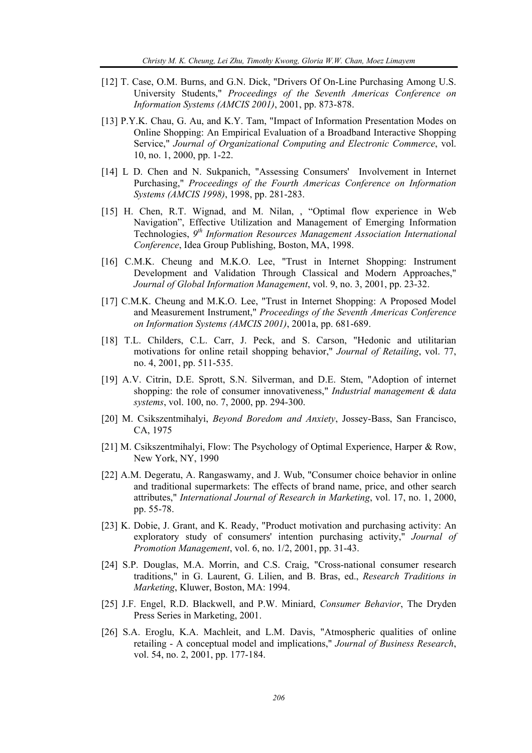[12] T. Case, O.M. Burns, and G.N. Dick, "Drivers Of On-Line Purchasing Among U.S. University Students," *Proceedings of the Seventh Americas Conference on Information Systems (AMCIS 2001)*, 2001, pp. 873-878.

[13] P.Y.K. Chau, G. Au, and K.Y. Tam, "Impact of Information Presentation Modes on Online Shopping: An Empirical Evaluation of a Broadband Interactive Shopping Service," *Journal of Organizational Computing and Electronic Commerce*, vol. 10, no. 1, 2000, pp. 1-22.

[14] L D. Chen and N. Sukpanich, "Assessing Consumers' Involvement in Internet Purchasing," *Proceedings of the Fourth Americas Conference on Information Systems (AMCIS 1998)*, 1998, pp. 281-283.

[15] H. Chen, R.T. Wignad, and M. Nilan, , "Optimal flow experience in Web Navigation", Effective Utilization and Management of Emerging Information Technologies, *9th Information Resources Management Association International Conference*, Idea Group Publishing, Boston, MA, 1998.

[16] C.M.K. Cheung and M.K.O. Lee, "Trust in Internet Shopping: Instrument Development and Validation Through Classical and Modern Approaches," *Journal of Global Information Management*, vol. 9, no. 3, 2001, pp. 23-32.

[17] C.M.K. Cheung and M.K.O. Lee, "Trust in Internet Shopping: A Proposed Model and Measurement Instrument," *Proceedings of the Seventh Americas Conference on Information Systems (AMCIS 2001)*, 2001a, pp. 681-689.

[18] T.L. Childers, C.L. Carr, J. Peck, and S. Carson, "Hedonic and utilitarian motivations for online retail shopping behavior," *Journal of Retailing*, vol. 77, no. 4, 2001, pp. 511-535.

[19] A.V. Citrin, D.E. Sprott, S.N. Silverman, and D.E. Stem, "Adoption of internet shopping: the role of consumer innovativeness," *Industrial management & data systems*, vol. 100, no. 7, 2000, pp. 294-300.

[20] M. Csikszentmihalyi, *Beyond Boredom and Anxiety*, Jossey-Bass, San Francisco, CA, 1975

[21] M. Csikszentmihalyi, Flow: The Psychology of Optimal Experience, Harper & Row, New York, NY, 1990

[22] A.M. Degeratu, A. Rangaswamy, and J. Wub, "Consumer choice behavior in online and traditional supermarkets: The effects of brand name, price, and other search attributes," *International Journal of Research in Marketing*, vol. 17, no. 1, 2000, pp. 55-78.

[23] K. Dobie, J. Grant, and K. Ready, "Product motivation and purchasing activity: An exploratory study of consumers' intention purchasing activity," *Journal of Promotion Management*, vol. 6, no. 1/2, 2001, pp. 31-43.

[24] S.P. Douglas, M.A. Morrin, and C.S. Craig, "Cross-national consumer research traditions," in G. Laurent, G. Lilien, and B. Bras, ed., *Research Traditions in Marketing*, Kluwer, Boston, MA: 1994.

[25] J.F. Engel, R.D. Blackwell, and P.W. Miniard, *Consumer Behavior*, The Dryden Press Series in Marketing, 2001.

[26] S.A. Eroglu, K.A. Machleit, and L.M. Davis, "Atmospheric qualities of online retailing - A conceptual model and implications," *Journal of Business Research*, vol. 54, no. 2, 2001, pp. 177-184.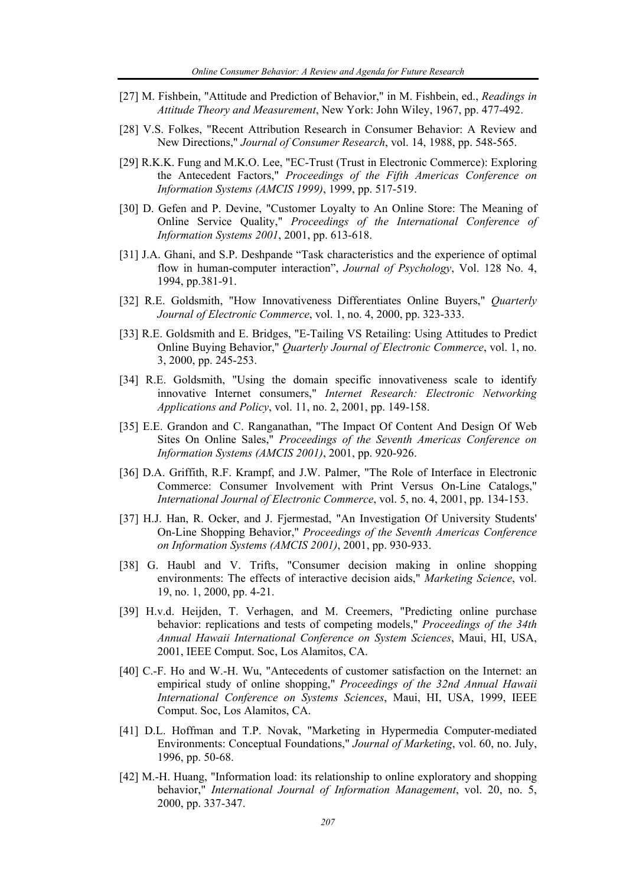[27] M. Fishbein, "Attitude and Prediction of Behavior," in M. Fishbein, ed., *Readings in Attitude Theory and Measurement*, New York: John Wiley, 1967, pp. 477-492.

[28] V.S. Folkes, "Recent Attribution Research in Consumer Behavior: A Review and New Directions," *Journal of Consumer Research*, vol. 14, 1988, pp. 548-565.

[29] R.K.K. Fung and M.K.O. Lee, "EC-Trust (Trust in Electronic Commerce): Exploring the Antecedent Factors," *Proceedings of the Fifth Americas Conference on Information Systems (AMCIS 1999)*, 1999, pp. 517-519.

[30] D. Gefen and P. Devine, "Customer Loyalty to An Online Store: The Meaning of Online Service Quality," *Proceedings of the International Conference of Information Systems 2001*, 2001, pp. 613-618.

[31] J.A. Ghani, and S.P. Deshpande "Task characteristics and the experience of optimal flow in human-computer interaction", *Journal of Psychology*, Vol. 128 No. 4, 1994, pp.381-91.

[32] R.E. Goldsmith, "How Innovativeness Differentiates Online Buyers," *Quarterly Journal of Electronic Commerce*, vol. 1, no. 4, 2000, pp. 323-333.

[33] R.E. Goldsmith and E. Bridges, "E-Tailing VS Retailing: Using Attitudes to Predict Online Buying Behavior," *Quarterly Journal of Electronic Commerce*, vol. 1, no. 3, 2000, pp. 245-253.

[34] R.E. Goldsmith, "Using the domain specific innovativeness scale to identify innovative Internet consumers," *Internet Research: Electronic Networking Applications and Policy*, vol. 11, no. 2, 2001, pp. 149-158.

[35] E.E. Grandon and C. Ranganathan, "The Impact Of Content And Design Of Web Sites On Online Sales," *Proceedings of the Seventh Americas Conference on Information Systems (AMCIS 2001)*, 2001, pp. 920-926.

[36] D.A. Griffith, R.F. Krampf, and J.W. Palmer, "The Role of Interface in Electronic Commerce: Consumer Involvement with Print Versus On-Line Catalogs," *International Journal of Electronic Commerce*, vol. 5, no. 4, 2001, pp. 134-153.

[37] H.J. Han, R. Ocker, and J. Fjermestad, "An Investigation Of University Students' On-Line Shopping Behavior," *Proceedings of the Seventh Americas Conference on Information Systems (AMCIS 2001)*, 2001, pp. 930-933.

[38] G. Haubl and V. Trifts, "Consumer decision making in online shopping environments: The effects of interactive decision aids," *Marketing Science*, vol. 19, no. 1, 2000, pp. 4-21.

[39] H.v.d. Heijden, T. Verhagen, and M. Creemers, "Predicting online purchase behavior: replications and tests of competing models," *Proceedings of the 34th Annual Hawaii International Conference on System Sciences*, Maui, HI, USA, 2001, IEEE Comput. Soc, Los Alamitos, CA.

[40] C.-F. Ho and W.-H. Wu, "Antecedents of customer satisfaction on the Internet: an empirical study of online shopping," *Proceedings of the 32nd Annual Hawaii International Conference on Systems Sciences*, Maui, HI, USA, 1999, IEEE Comput. Soc, Los Alamitos, CA.

[41] D.L. Hoffman and T.P. Novak, "Marketing in Hypermedia Computer-mediated Environments: Conceptual Foundations," *Journal of Marketing*, vol. 60, no. July, 1996, pp. 50-68.

[42] M.-H. Huang, "Information load: its relationship to online exploratory and shopping behavior," *International Journal of Information Management*, vol. 20, no. 5, 2000, pp. 337-347.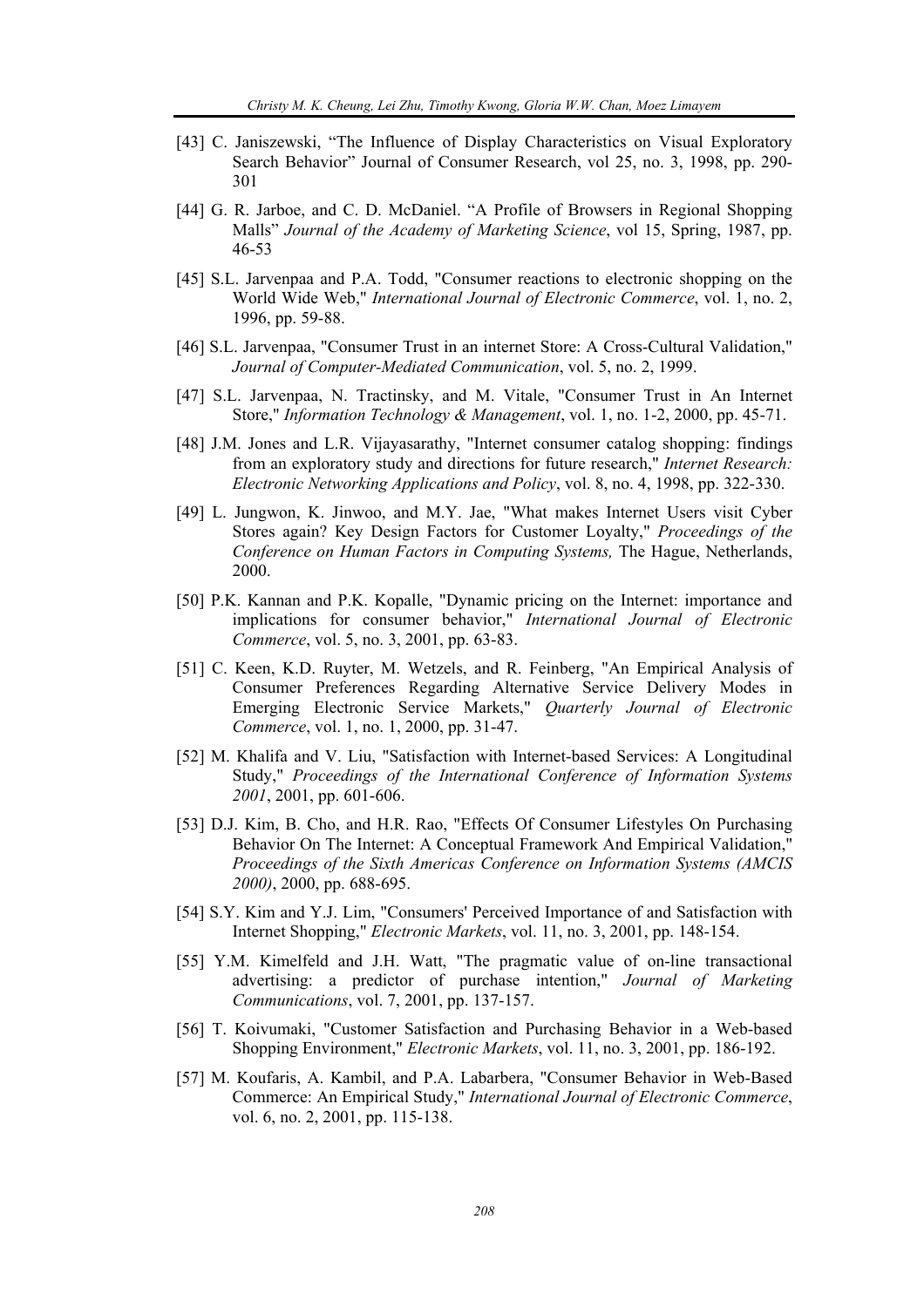[43] C. Janiszewski, "The Influence of Display Characteristics on Visual Exploratory Search Behavior" Journal of Consumer Research, vol 25, no. 3, 1998, pp. 290-301

[44] G. R. Jarboe, and C. D. McDaniel. "A Profile of Browsers in Regional Shopping Malls" *Journal of the Academy of Marketing Science*, vol 15, Spring, 1987, pp. 46-53

[45] S.L. Jarvenpaa and P.A. Todd, "Consumer reactions to electronic shopping on the World Wide Web," *International Journal of Electronic Commerce*, vol. 1, no. 2, 1996, pp. 59-88.

[46] S.L. Jarvenpaa, "Consumer Trust in an internet Store: A Cross-Cultural Validation," *Journal of Computer-Mediated Communication*, vol. 5, no. 2, 1999.

[47] S.L. Jarvenpaa, N. Tractinsky, and M. Vitale, "Consumer Trust in An Internet Store," *Information Technology & Management*, vol. 1, no. 1-2, 2000, pp. 45-71.

[48] J.M. Jones and L.R. Vijayasarathy, "Internet consumer catalog shopping: findings from an exploratory study and directions for future research," *Internet Research: Electronic Networking Applications and Policy*, vol. 8, no. 4, 1998, pp. 322-330.

[49] L. Jungwon, K. Jinwoo, and M.Y. Jae, "What makes Internet Users visit Cyber Stores again? Key Design Factors for Customer Loyalty," *Proceedings of the Conference on Human Factors in Computing Systems,* The Hague, Netherlands, 2000.

[50] P.K. Kannan and P.K. Kopalle, "Dynamic pricing on the Internet: importance and implications for consumer behavior," *International Journal of Electronic Commerce*, vol. 5, no. 3, 2001, pp. 63-83.

[51] C. Keen, K.D. Ruyter, M. Wetzels, and R. Feinberg, "An Empirical Analysis of Consumer Preferences Regarding Alternative Service Delivery Modes in Emerging Electronic Service Markets," *Quarterly Journal of Electronic Commerce*, vol. 1, no. 1, 2000, pp. 31-47.

[52] M. Khalifa and V. Liu, "Satisfaction with Internet-based Services: A Longitudinal Study," *Proceedings of the International Conference of Information Systems 2001*, 2001, pp. 601-606.

[53] D.J. Kim, B. Cho, and H.R. Rao, "Effects Of Consumer Lifestyles On Purchasing Behavior On The Internet: A Conceptual Framework And Empirical Validation," *Proceedings of the Sixth Americas Conference on Information Systems (AMCIS 2000)*, 2000, pp. 688-695.

[54] S.Y. Kim and Y.J. Lim, "Consumers' Perceived Importance of and Satisfaction with Internet Shopping," *Electronic Markets*, vol. 11, no. 3, 2001, pp. 148-154.

[55] Y.M. Kimelfeld and J.H. Watt, "The pragmatic value of on-line transactional advertising: a predictor of purchase intention," *Journal of Marketing Communications*, vol. 7, 2001, pp. 137-157.

[56] T. Koivumaki, "Customer Satisfaction and Purchasing Behavior in a Web-based Shopping Environment," *Electronic Markets*, vol. 11, no. 3, 2001, pp. 186-192.

[57] M. Koufaris, A. Kambil, and P.A. Labarbera, "Consumer Behavior in Web-Based Commerce: An Empirical Study," *International Journal of Electronic Commerce*, vol. 6, no. 2, 2001, pp. 115-138.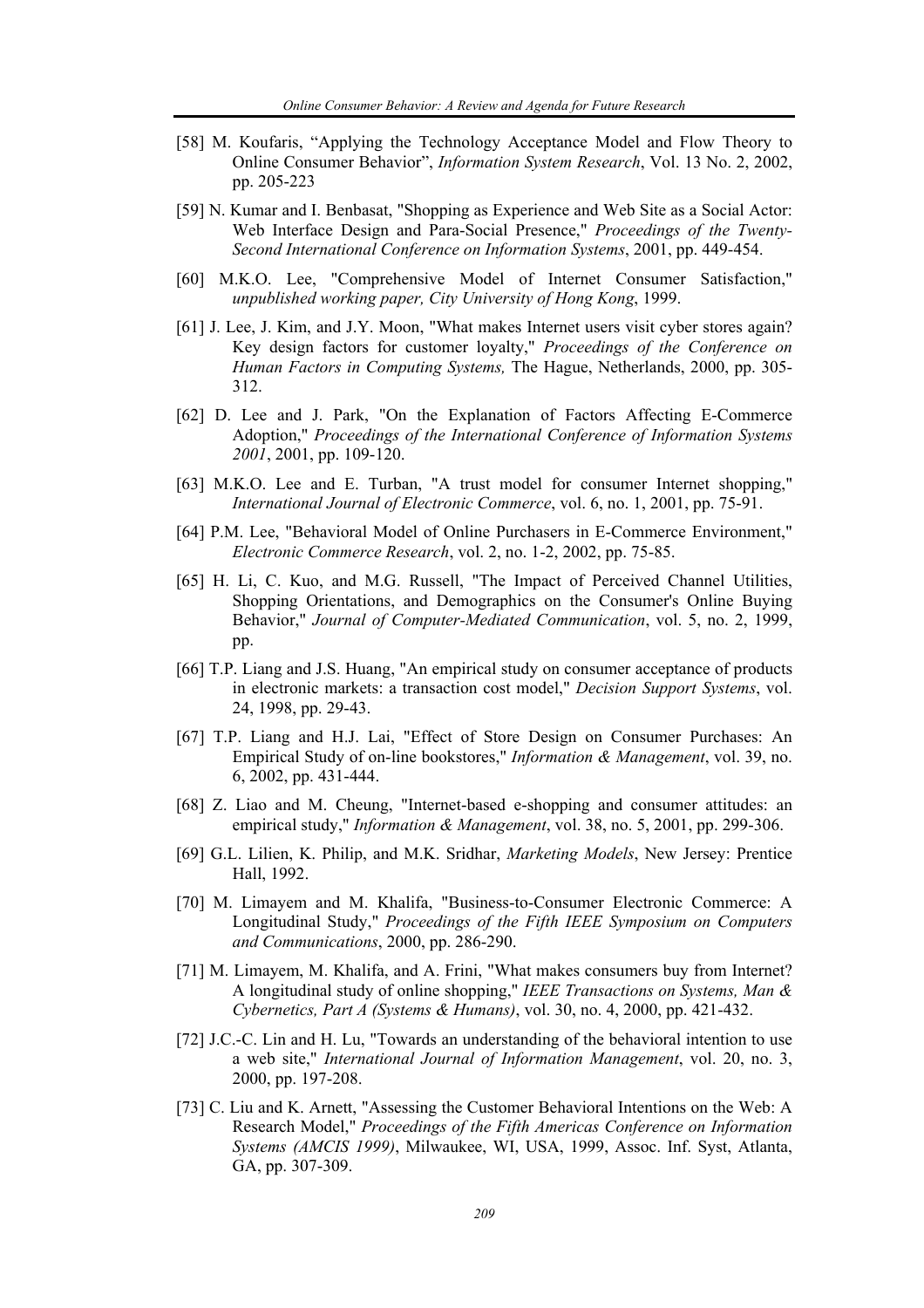[58] M. Koufaris, “Applying the Technology Acceptance Model and Flow Theory to Online Consumer Behavior”, *Information System Research*, Vol. 13 No. 2, 2002, pp. 205-223

[59] N. Kumar and I. Benbasat, "Shopping as Experience and Web Site as a Social Actor: Web Interface Design and Para-Social Presence," *Proceedings of the Twenty-Second International Conference on Information Systems*, 2001, pp. 449-454.

[60] M.K.O. Lee, "Comprehensive Model of Internet Consumer Satisfaction," *unpublished working paper, City University of Hong Kong*, 1999.

[61] J. Lee, J. Kim, and J.Y. Moon, "What makes Internet users visit cyber stores again? Key design factors for customer loyalty," *Proceedings of the Conference on Human Factors in Computing Systems,* The Hague, Netherlands, 2000, pp. 305-312.

[62] D. Lee and J. Park, "On the Explanation of Factors Affecting E-Commerce Adoption," *Proceedings of the International Conference of Information Systems 2001*, 2001, pp. 109-120.

[63] M.K.O. Lee and E. Turban, "A trust model for consumer Internet shopping," *International Journal of Electronic Commerce*, vol. 6, no. 1, 2001, pp. 75-91.

[64] P.M. Lee, "Behavioral Model of Online Purchasers in E-Commerce Environment," *Electronic Commerce Research*, vol. 2, no. 1-2, 2002, pp. 75-85.

[65] H. Li, C. Kuo, and M.G. Russell, "The Impact of Perceived Channel Utilities, Shopping Orientations, and Demographics on the Consumer's Online Buying Behavior," *Journal of Computer-Mediated Communication*, vol. 5, no. 2, 1999, pp.

[66] T.P. Liang and J.S. Huang, "An empirical study on consumer acceptance of products in electronic markets: a transaction cost model," *Decision Support Systems*, vol. 24, 1998, pp. 29-43.

[67] T.P. Liang and H.J. Lai, "Effect of Store Design on Consumer Purchases: An Empirical Study of on-line bookstores," *Information & Management*, vol. 39, no. 6, 2002, pp. 431-444.

[68] Z. Liao and M. Cheung, "Internet-based e-shopping and consumer attitudes: an empirical study," *Information & Management*, vol. 38, no. 5, 2001, pp. 299-306.

[69] G.L. Lilien, K. Philip, and M.K. Sridhar, *Marketing Models*, New Jersey: Prentice Hall, 1992.

[70] M. Limayem and M. Khalifa, "Business-to-Consumer Electronic Commerce: A Longitudinal Study," *Proceedings of the Fifth IEEE Symposium on Computers and Communications*, 2000, pp. 286-290.

[71] M. Limayem, M. Khalifa, and A. Frini, "What makes consumers buy from Internet? A longitudinal study of online shopping," *IEEE Transactions on Systems, Man & Cybernetics, Part A (Systems & Humans)*, vol. 30, no. 4, 2000, pp. 421-432.

[72] J.C.-C. Lin and H. Lu, "Towards an understanding of the behavioral intention to use a web site," *International Journal of Information Management*, vol. 20, no. 3, 2000, pp. 197-208.

[73] C. Liu and K. Arnett, "Assessing the Customer Behavioral Intentions on the Web: A Research Model," *Proceedings of the Fifth Americas Conference on Information Systems (AMCIS 1999)*, Milwaukee, WI, USA, 1999, Assoc. Inf. Syst, Atlanta, GA, pp. 307-309.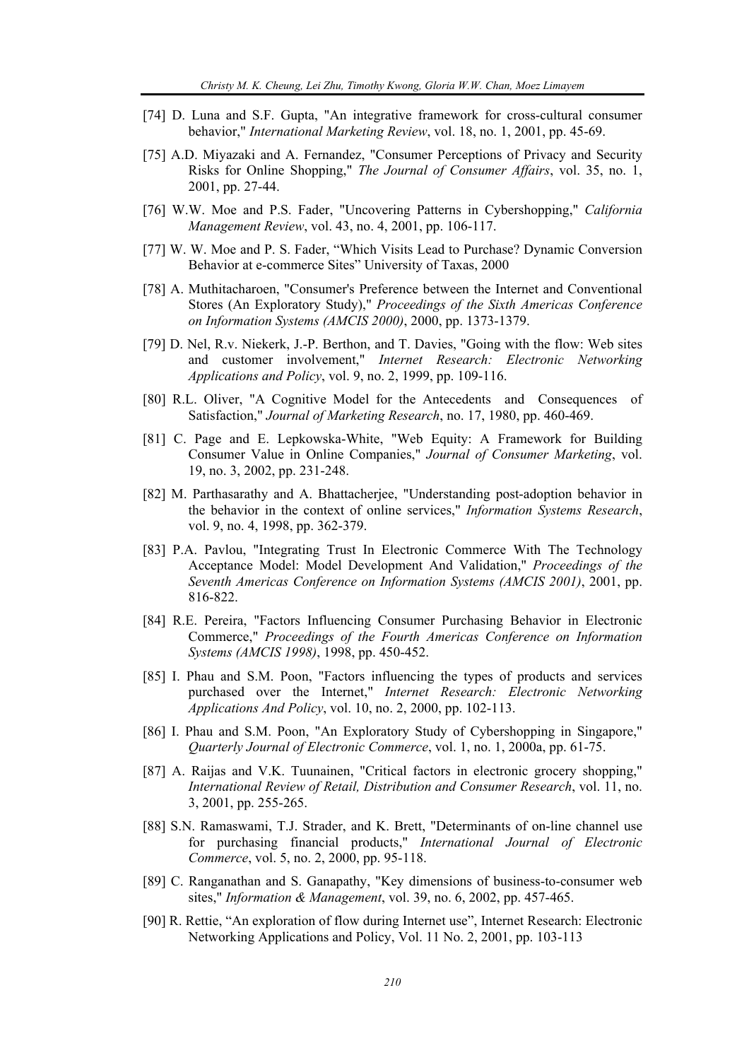[74] D. Luna and S.F. Gupta, "An integrative framework for cross-cultural consumer behavior," *International Marketing Review*, vol. 18, no. 1, 2001, pp. 45-69.

[75] A.D. Miyazaki and A. Fernandez, "Consumer Perceptions of Privacy and Security Risks for Online Shopping," *The Journal of Consumer Affairs*, vol. 35, no. 1, 2001, pp. 27-44.

[76] W.W. Moe and P.S. Fader, "Uncovering Patterns in Cybershopping," *California Management Review*, vol. 43, no. 4, 2001, pp. 106-117.

[77] W. W. Moe and P. S. Fader, "Which Visits Lead to Purchase? Dynamic Conversion Behavior at e-commerce Sites" University of Taxas, 2000

[78] A. Muthitacharoen, "Consumer's Preference between the Internet and Conventional Stores (An Exploratory Study)," *Proceedings of the Sixth Americas Conference on Information Systems (AMCIS 2000)*, 2000, pp. 1373-1379.

[79] D. Nel, R.v. Niekerk, J.-P. Berthon, and T. Davies, "Going with the flow: Web sites and customer involvement," *Internet Research: Electronic Networking Applications and Policy*, vol. 9, no. 2, 1999, pp. 109-116.

[80] R.L. Oliver, "A Cognitive Model for the Antecedents and Consequences of Satisfaction," *Journal of Marketing Research*, no. 17, 1980, pp. 460-469.

[81] C. Page and E. Lepkowska-White, "Web Equity: A Framework for Building Consumer Value in Online Companies," *Journal of Consumer Marketing*, vol. 19, no. 3, 2002, pp. 231-248.

[82] M. Parthasarathy and A. Bhattacherjee, "Understanding post-adoption behavior in the behavior in the context of online services," *Information Systems Research*, vol. 9, no. 4, 1998, pp. 362-379.

[83] P.A. Pavlou, "Integrating Trust In Electronic Commerce With The Technology Acceptance Model: Model Development And Validation," *Proceedings of the Seventh Americas Conference on Information Systems (AMCIS 2001)*, 2001, pp. 816-822.

[84] R.E. Pereira, "Factors Influencing Consumer Purchasing Behavior in Electronic Commerce," *Proceedings of the Fourth Americas Conference on Information Systems (AMCIS 1998)*, 1998, pp. 450-452.

[85] I. Phau and S.M. Poon, "Factors influencing the types of products and services purchased over the Internet," *Internet Research: Electronic Networking Applications And Policy*, vol. 10, no. 2, 2000, pp. 102-113.

[86] I. Phau and S.M. Poon, "An Exploratory Study of Cybershopping in Singapore," *Quarterly Journal of Electronic Commerce*, vol. 1, no. 1, 2000a, pp. 61-75.

[87] A. Raijas and V.K. Tuunainen, "Critical factors in electronic grocery shopping," *International Review of Retail, Distribution and Consumer Research*, vol. 11, no. 3, 2001, pp. 255-265.

[88] S.N. Ramaswami, T.J. Strader, and K. Brett, "Determinants of on-line channel use for purchasing financial products," *International Journal of Electronic Commerce*, vol. 5, no. 2, 2000, pp. 95-118.

[89] C. Ranganathan and S. Ganapathy, "Key dimensions of business-to-consumer web sites," *Information & Management*, vol. 39, no. 6, 2002, pp. 457-465.

[90] R. Rettie, "An exploration of flow during Internet use", Internet Research: Electronic Networking Applications and Policy, Vol. 11 No. 2, 2001, pp. 103-113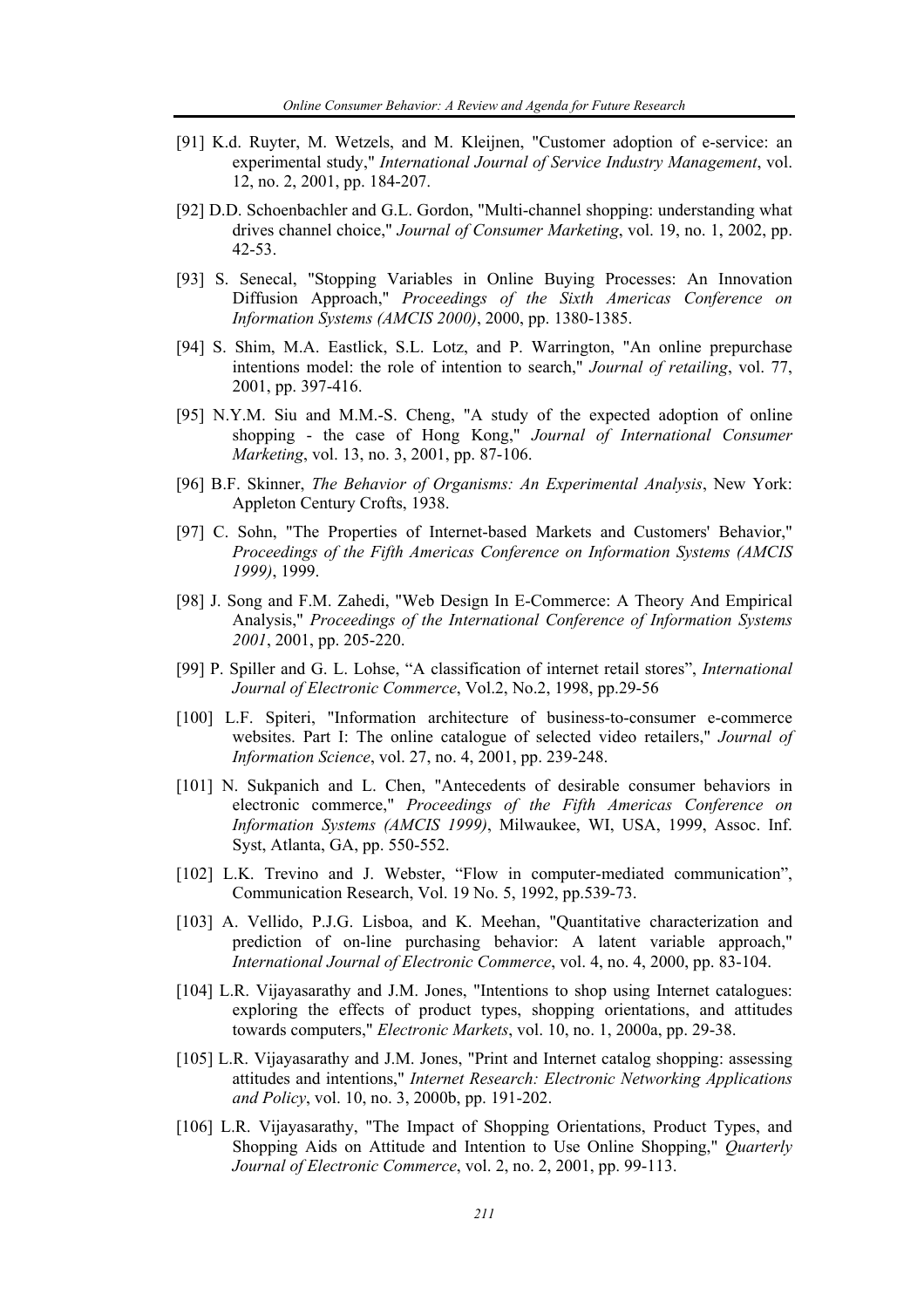[91] K.d. Ruyter, M. Wetzels, and M. Kleijnen, "Customer adoption of e-service: an experimental study," *International Journal of Service Industry Management*, vol. 12, no. 2, 2001, pp. 184-207.

[92] D.D. Schoenbachler and G.L. Gordon, "Multi-channel shopping: understanding what drives channel choice," *Journal of Consumer Marketing*, vol. 19, no. 1, 2002, pp. 42-53.

[93] S. Senecal, "Stopping Variables in Online Buying Processes: An Innovation Diffusion Approach," *Proceedings of the Sixth Americas Conference on Information Systems (AMCIS 2000)*, 2000, pp. 1380-1385.

[94] S. Shim, M.A. Eastlick, S.L. Lotz, and P. Warrington, "An online prepurchase intentions model: the role of intention to search," *Journal of retailing*, vol. 77, 2001, pp. 397-416.

[95] N.Y.M. Siu and M.M.-S. Cheng, "A study of the expected adoption of online shopping - the case of Hong Kong," *Journal of International Consumer Marketing*, vol. 13, no. 3, 2001, pp. 87-106.

[96] B.F. Skinner, *The Behavior of Organisms: An Experimental Analysis*, New York: Appleton Century Crofts, 1938.

[97] C. Sohn, "The Properties of Internet-based Markets and Customers' Behavior," *Proceedings of the Fifth Americas Conference on Information Systems (AMCIS 1999)*, 1999.

[98] J. Song and F.M. Zahedi, "Web Design In E-Commerce: A Theory And Empirical Analysis," *Proceedings of the International Conference of Information Systems 2001*, 2001, pp. 205-220.

[99] P. Spiller and G. L. Lohse, "A classification of internet retail stores", *International Journal of Electronic Commerce*, Vol.2, No.2, 1998, pp.29-56

[100] L.F. Spiteri, "Information architecture of business-to-consumer e-commerce websites. Part I: The online catalogue of selected video retailers," *Journal of Information Science*, vol. 27, no. 4, 2001, pp. 239-248.

[101] N. Sukpanich and L. Chen, "Antecedents of desirable consumer behaviors in electronic commerce," *Proceedings of the Fifth Americas Conference on Information Systems (AMCIS 1999)*, Milwaukee, WI, USA, 1999, Assoc. Inf. Syst, Atlanta, GA, pp. 550-552.

[102] L.K. Trevino and J. Webster, "Flow in computer-mediated communication", Communication Research, Vol. 19 No. 5, 1992, pp.539-73.

[103] A. Vellido, P.J.G. Lisboa, and K. Meehan, "Quantitative characterization and prediction of on-line purchasing behavior: A latent variable approach," *International Journal of Electronic Commerce*, vol. 4, no. 4, 2000, pp. 83-104.

[104] L.R. Vijayasarathy and J.M. Jones, "Intentions to shop using Internet catalogues: exploring the effects of product types, shopping orientations, and attitudes towards computers," *Electronic Markets*, vol. 10, no. 1, 2000a, pp. 29-38.

[105] L.R. Vijayasarathy and J.M. Jones, "Print and Internet catalog shopping: assessing attitudes and intentions," *Internet Research: Electronic Networking Applications and Policy*, vol. 10, no. 3, 2000b, pp. 191-202.

[106] L.R. Vijayasarathy, "The Impact of Shopping Orientations, Product Types, and Shopping Aids on Attitude and Intention to Use Online Shopping," *Quarterly Journal of Electronic Commerce*, vol. 2, no. 2, 2001, pp. 99-113.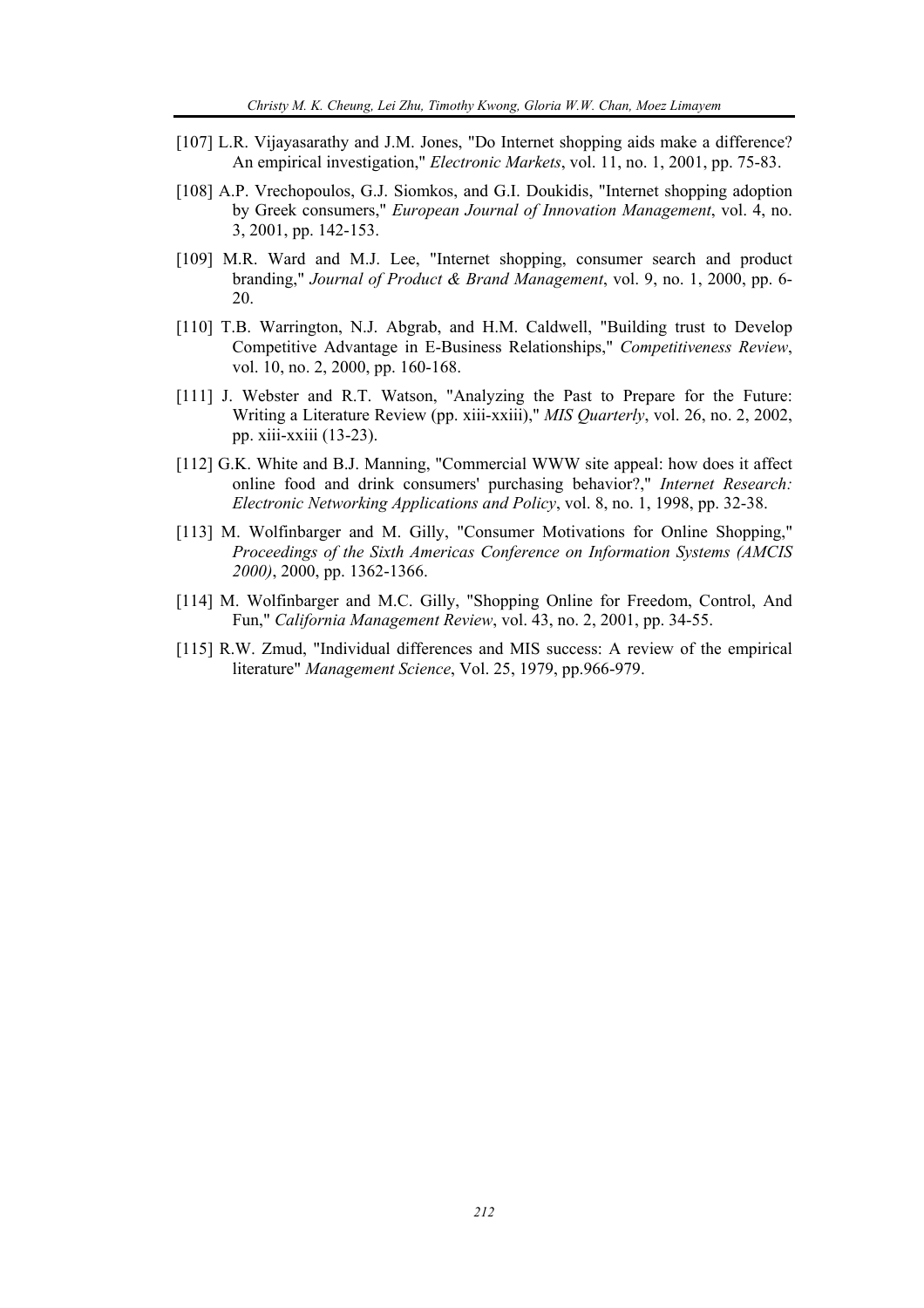[107] L.R. Vijayasarathy and J.M. Jones, "Do Internet shopping aids make a difference? An empirical investigation," *Electronic Markets*, vol. 11, no. 1, 2001, pp. 75-83.

[108] A.P. Vrechopoulos, G.J. Siomkos, and G.I. Doukidis, "Internet shopping adoption by Greek consumers," *European Journal of Innovation Management*, vol. 4, no. 3, 2001, pp. 142-153.

[109] M.R. Ward and M.J. Lee, "Internet shopping, consumer search and product branding," *Journal of Product & Brand Management*, vol. 9, no. 1, 2000, pp. 6-20.

[110] T.B. Warrington, N.J. Abgrab, and H.M. Caldwell, "Building trust to Develop Competitive Advantage in E-Business Relationships," *Competitiveness Review*, vol. 10, no. 2, 2000, pp. 160-168.

[111] J. Webster and R.T. Watson, "Analyzing the Past to Prepare for the Future: Writing a Literature Review (pp. xiii-xxiii)," *MIS Quarterly*, vol. 26, no. 2, 2002, pp. xiii-xxiii (13-23).

[112] G.K. White and B.J. Manning, "Commercial WWW site appeal: how does it affect online food and drink consumers' purchasing behavior?," *Internet Research: Electronic Networking Applications and Policy*, vol. 8, no. 1, 1998, pp. 32-38.

[113] M. Wolfinbarger and M. Gilly, "Consumer Motivations for Online Shopping," *Proceedings of the Sixth Americas Conference on Information Systems (AMCIS 2000)*, 2000, pp. 1362-1366.

[114] M. Wolfinbarger and M.C. Gilly, "Shopping Online for Freedom, Control, And Fun," *California Management Review*, vol. 43, no. 2, 2001, pp. 34-55.

[115] R.W. Zmud, "Individual differences and MIS success: A review of the empirical literature" *Management Science*, Vol. 25, 1979, pp.966-979.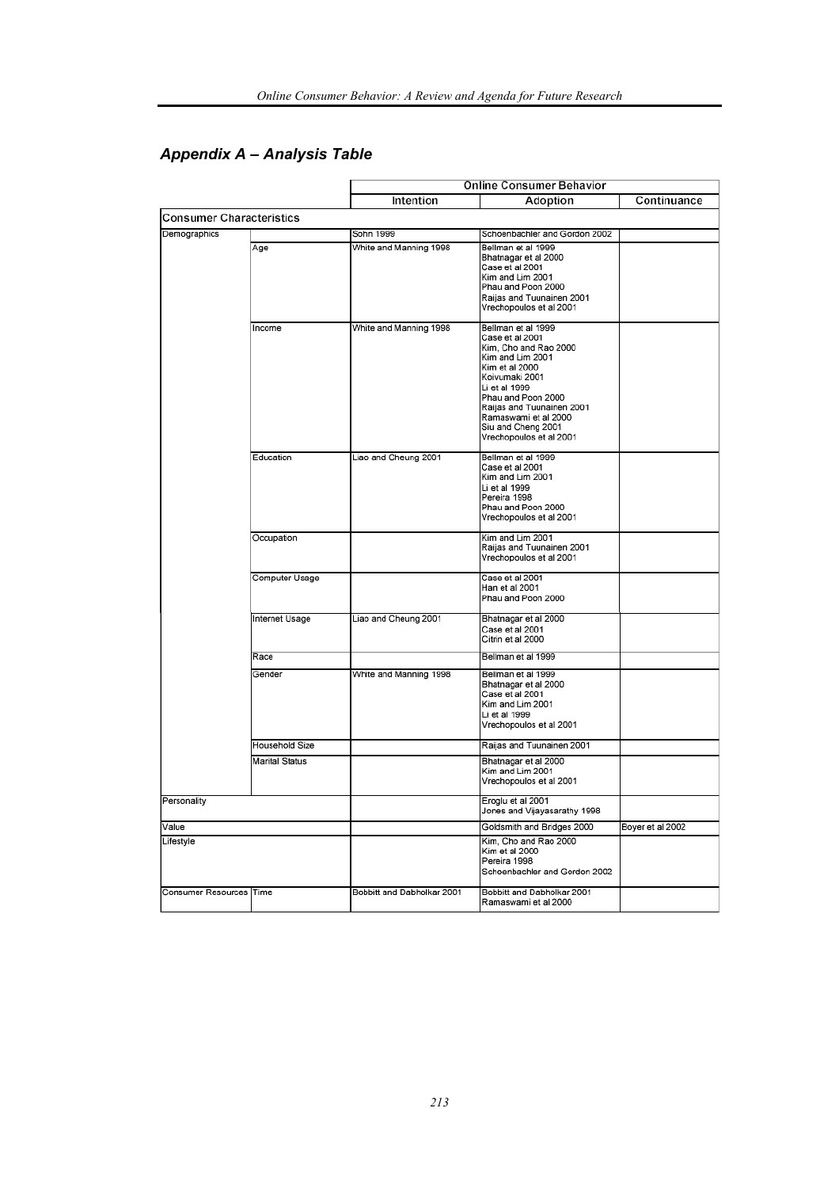## *Appendix A – Analysis Table*

| | | Online Consumer Behavior | | |
|---|---|---|---|---|
| | | Intention | Adoption | Continuance |
| **Consumer Characteristics** | | | | |
| Demographics | | Sohn 1999 | Schoenbachler and Gordon 2002 | |
| | Age | White and Manning 1998 | Bellman et al 1999<br>Bhatnagar et al 2000<br>Case et al 2001<br>Kim and Lim 2001<br>Phau and Poon 2000<br>Raijas and Tuunainen 2001<br>Vrechopoulos et al 2001 | |
| | Income | White and Manning 1998 | Bellman et al 1999<br>Case et al 2001<br>Kim, Cho and Rao 2000<br>Kim and Lim 2001<br>Kim et al 2000<br>Koivumaki 2001<br>Li et al 1999<br>Phau and Poon 2000<br>Raijas and Tuunainen 2001<br>Ramaswami et al 2000<br>Siu and Cheng 2001<br>Vrechopoulos et al 2001 | |
| | Education | Liao and Cheung 2001 | Bellman et al 1999<br>Case et al 2001<br>Kim and Lim 2001<br>Li et al 1999<br>Pereira 1998<br>Phau and Poon 2000<br>Vrechopoulos et al 2001 | |
| | Occupation | | Kim and Lim 2001<br>Raijas and Tuunainen 2001<br>Vrechopoulos et al 2001 | |
| | Computer Usage | | Case et al 2001<br>Han et al 2001<br>Phau and Poon 2000 | |
| | Internet Usage | Liao and Cheung 2001 | Bhatnagar et al 2000<br>Case et al 2001<br>Citrin et al 2000 | |
| | Race | | Bellman et al 1999 | |
| | Gender | White and Manning 1998 | Bellman et al 1999<br>Bhatnagar et al 2000<br>Case et al 2001<br>Kim and Lim 2001<br>Li et al 1999<br>Vrechopoulos et al 2001 | |
| | Household Size | | Raijas and Tuunainen 2001 | |
| | Marital Status | | Bhatnagar et al 2000<br>Kim and Lim 2001<br>Vrechopoulos et al 2001 | |
| Personality | | | Eroglu et al 2001<br>Jones and Vijayasarathy 1998 | |
| Value | | | Goldsmith and Bridges 2000 | Boyer et al 2002 |
| Lifestyle | | | Kim, Cho and Rao 2000<br>Kim et al 2000<br>Pereira 1998<br>Schoenbachler and Gordon 2002 | |
| Consumer Resources | Time | Bobbitt and Dabholkar 2001 | Bobbitt and Dabholkar 2001<br>Ramaswami et al 2000 | |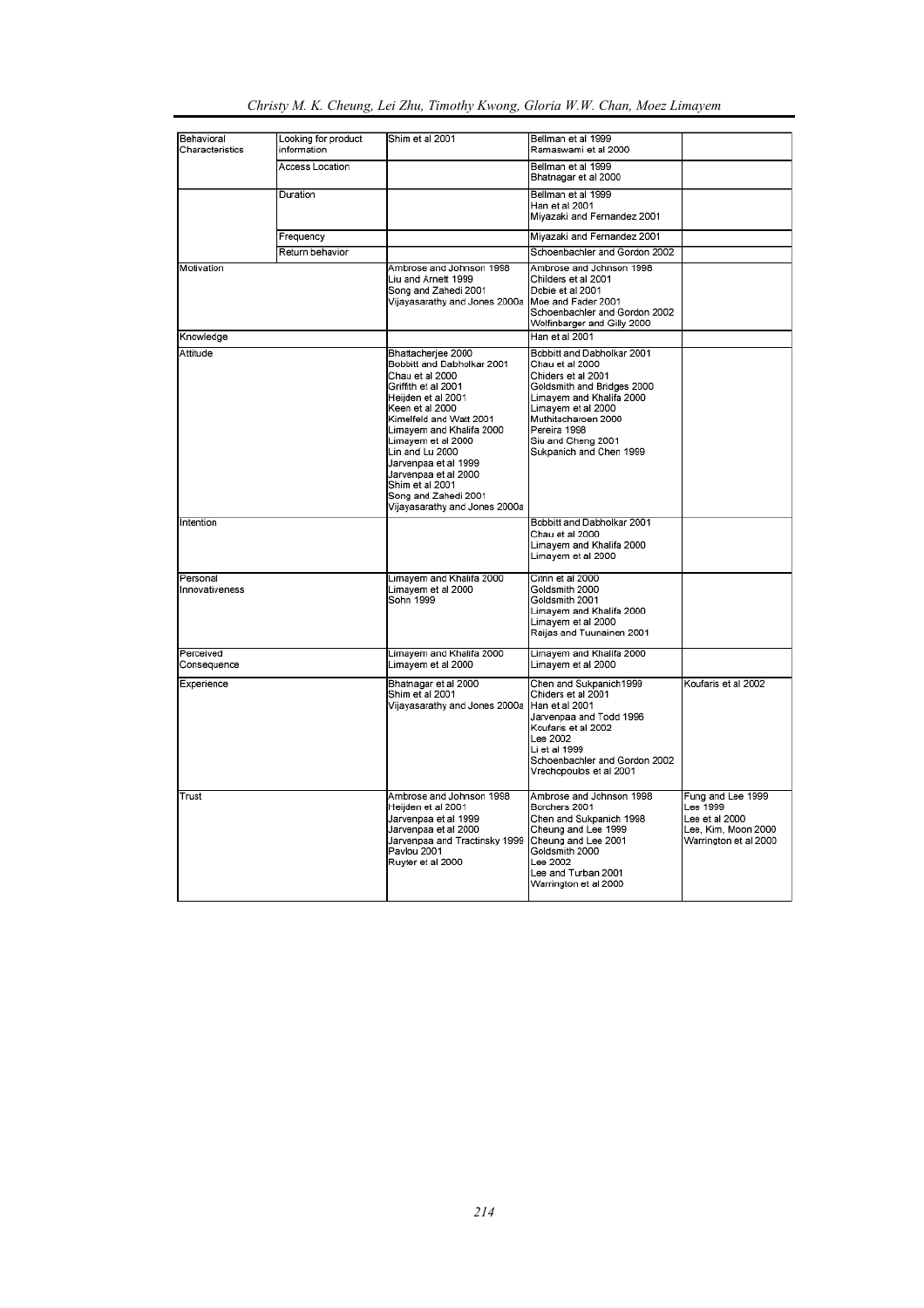| | | | | |
|---|---|---|---|---|
| Behavioral Characteristics | Looking for product information | Shim et al 2001 | Bellman et al 1999<br>Ramaswami et al 2000 | |
| | Access Location | | Bellman et al 1999<br>Bhatnagar et al 2000 | |
| | Duration | | Bellman et al 1999<br>Han et al 2001<br>Miyazaki and Fernandez 2001 | |
| | Frequency | | Miyazaki and Fernandez 2001 | |
| | Return behavior | | Schoenbachler and Gordon 2002 | |
| Motivation | | Ambrose and Johnson 1998<br>Liu and Arnett 1999<br>Song and Zahedi 2001<br>Vijayasarathy and Jones 2000a | Ambrose and Johnson 1998<br>Childers et al 2001<br>Dobie et al 2001<br>Moe and Fader 2001<br>Schoenbachler and Gordon 2002<br>Wolfinbarger and Gilly 2000 | |
| Knowledge | | | Han et al 2001 | |
| Attitude | | Bhattacherjee 2000<br>Bobbitt and Dabholkar 2001<br>Chau et al 2000<br>Griffith et al 2001<br>Heijden et al 2001<br>Keen et al 2000<br>Kimelfeld and Watt 2001<br>Limayem and Khalifa 2000<br>Limayem et al 2000<br>Lin and Lu 2000<br>Jarvenpaa et al 1999<br>Jarvenpaa et al 2000<br>Shim et al 2001<br>Song and Zahedi 2001<br>Vijayasarathy and Jones 2000a | Bobbitt and Dabholkar 2001<br>Chau et al 2000<br>Chiders et al 2001<br>Goldsmith and Bridges 2000<br>Limayem and Khalifa 2000<br>Limayem et al 2000<br>Muthitacharoen 2000<br>Pereira 1998<br>Siu and Cheng 2001<br>Sukpanich and Chen 1999 | |
| Intention | | | Bobbitt and Dabholkar 2001<br>Chau et al 2000<br>Limayem and Khalifa 2000<br>Limayem et al 2000 | |
| Personal Innovativeness | | Limayem and Khalifa 2000<br>Limayem et al 2000<br>Sohn 1999 | Citrin et al 2000<br>Goldsmith 2000<br>Goldsmith 2001<br>Limayem and Khalifa 2000<br>Limayem et al 2000<br>Raijas and Tuunainen 2001 | |
| Perceived Consequence | | Limayem and Khalifa 2000<br>Limayem et al 2000 | Limayem and Khalifa 2000<br>Limayem et al 2000 | |
| Experience | | Bhatnagar et al 2000<br>Shim et al 2001<br>Vijayasarathy and Jones 2000a | Chen and Sukpanich1999<br>Chiders et al 2001<br>Han et al 2001<br>Jarvenpaa and Todd 1996<br>Koufaris et al 2002<br>Lee 2002<br>Li et al 1999<br>Schoenbachler and Gordon 2002<br>Vrechopoulos et al 2001 | Koufaris et al 2002 |
| Trust | | Ambrose and Johnson 1998<br>Heijden et al 2001<br>Jarvenpaa et al 1999<br>Jarvenpaa et al 2000<br>Jarvenpaa and Tractinsky 1999<br>Pavlou 2001<br>Ruyter et al 2000 | Ambrose and Johnson 1998<br>Borchers 2001<br>Chen and Sukpanich 1998<br>Cheung and Lee 1999<br>Cheung and Lee 2001<br>Goldsmith 2000<br>Lee 2002<br>Lee and Turban 2001<br>Warrington et al 2000 | Fung and Lee 1999<br>Lee 1999<br>Lee et al 2000<br>Lee, Kim, Moon 2000<br>Warrington et al 2000 |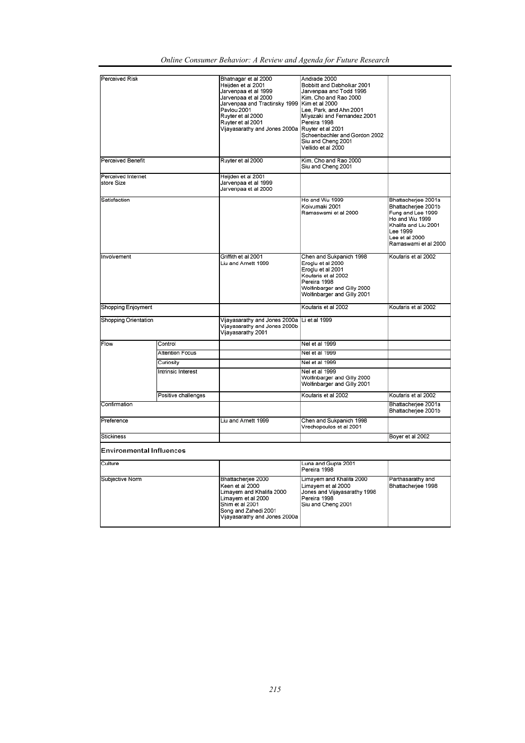| Perceived Risk | | Bhatnagar et al 2000<br>Heijden et al 2001<br>Jarvenpaa et al 1999<br>Jarvenpaa et al 2000<br>Jarvenpaa and Tractinsky 1999<br>Pavlou 2001<br>Ruyter et al 2000<br>Ruyter et al 2001<br>Vijayasarathy and Jones 2000a | Andrade 2000<br>Bobbitt and Dabholkar 2001<br>Jarvenpaa and Todd 1996<br>Kim, Cho and Rao 2000<br>Kim et al 2000<br>Lee, Park, and Ahn 2001<br>Miyazaki and Fernandez 2001<br>Pereira 1998<br>Ruyter et al 2001<br>Schoenbachler and Gordon 2002<br>Siu and Cheng 2001<br>Vellido et al 2000 | |
|---|---|---|---|---|
| Perceived Benefit | | Ruyter et al 2000 | Kim, Cho and Rao 2000<br>Siu and Cheng 2001 | |
| Perceived Internet store Size | | Heijden et al 2001<br>Jarvenpaa et al 1999<br>Jarvenpaa et al 2000 | | |
| Satisfaction | | | Ho and Wu 1999<br>Koivumaki 2001<br>Ramaswami et al 2000 | Bhattacherjee 2001a<br>Bhattacherjee 2001b<br>Fung and Lee 1999<br>Ho and Wu 1999<br>Khalifa and Liu 2001<br>Lee 1999<br>Lee et al 2000<br>Ramaswami et al 2000 |
| Involvement | | Griffith et al 2001<br>Liu and Arnett 1999 | Chen and Sukpanich 1998<br>Eroglu et al 2000<br>Eroglu et al 2001<br>Koufaris et al 2002<br>Pereira 1998<br>Wolfinbarger and Gilly 2000<br>Wolfinbarger and Gilly 2001 | Koufaris et al 2002 |
| Shopping Enjoyment | | | Koufaris et al 2002 | Koufaris et al 2002 |
| Shopping Orientation | | Vijayasarathy and Jones 2000a<br>Vijayasarathy and Jones 2000b<br>Vijayasarathy 2001 | Li et al 1999 | |
| Flow | Control | | Nel et al 1999 | |
| | Attention Focus | | Nel et al 1999 | |
| | Curiosity | | Nel et al 1999 | |
| | Intrinsic Interest | | Nel et al 1999<br>Wolfinbarger and Gilly 2000<br>Wolfinbarger and Gilly 2001 | |
| | Positive challenges | | Koufaris et al 2002 | Koufaris et al 2002 |
| Confirmation | | | | Bhattacherjee 2001a<br>Bhattacherjee 2001b |
| Preference | | Liu and Arnett 1999 | Chen and Sukpanich 1998<br>Vrechopoulos et al 2001 | |
| Stickiness | | | | Boyer et al 2002 |
| **Environmental Influences** | | | | |
| Culture | | | Luna and Gupta 2001<br>Pereira 1998 | |
| Subjective Norm | | Bhattacherjee 2000<br>Keen et al 2000<br>Limayem and Khalifa 2000<br>Limayem et al 2000<br>Shim et al 2001<br>Song and Zahedi 2001<br>Vijayasarathy and Jones 2000a | Limayem and Khalifa 2000<br>Limayem et al 2000<br>Jones and Vijayasarathy 1998<br>Pereira 1998<br>Siu and Cheng 2001 | Parthasarathy and Bhattacherjee 1998 |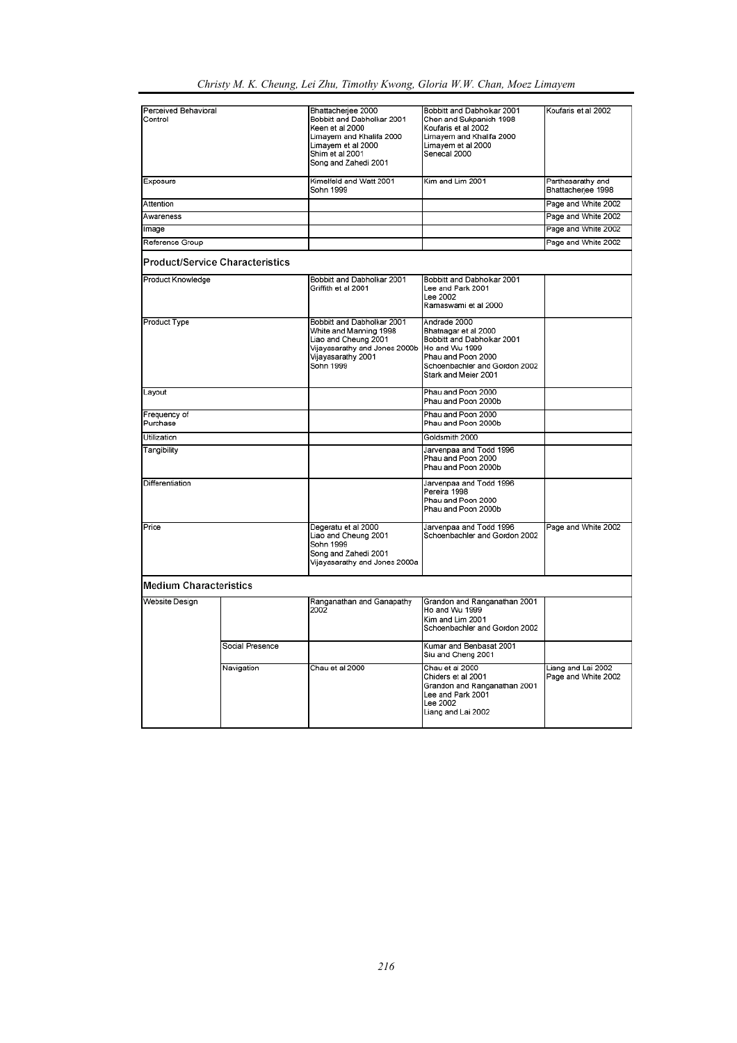| | | | | |
|---|---|---|---|---|
| Perceived Behavioral Control | | Bhattacherjee 2000<br>Bobbitt and Dabholkar 2001<br>Keen et al 2000<br>Limayem and Khalifa 2000<br>Limayem et al 2000<br>Shim et al 2001<br>Song and Zahedi 2001 | Bobbitt and Dabholkar 2001<br>Chen and Sukpanich 1998<br>Koufaris et al 2002<br>Limayem and Khalifa 2000<br>Limayem et al 2000<br>Senecal 2000 | Koufaris et al 2002 |
| Exposure | | Kimelfeld and Watt 2001<br>Sohn 1999 | Kim and Lim 2001 | Parthasarathy and Bhattacherjee 1998 |
| Attention | | | | Page and White 2002 |
| Awareness | | | | Page and White 2002 |
| Image | | | | Page and White 2002 |
| Reference Group | | | | Page and White 2002 |
| **Product/Service Characteristics** | | | | |
| Product Knowledge | | Bobbitt and Dabholkar 2001<br>Griffith et al 2001 | Bobbitt and Dabholkar 2001<br>Lee and Park 2001<br>Lee 2002<br>Ramaswami et al 2000 | |
| Product Type | | Bobbitt and Dabholkar 2001<br>White and Manning 1998<br>Liao and Cheung 2001<br>Vijayasarathy and Jones 2000b<br>Vijayasarathy 2001<br>Sohn 1999 | Andrade 2000<br>Bhatnagar et al 2000<br>Bobbitt and Dabholkar 2001<br>Ho and Wu 1999<br>Phau and Poon 2000<br>Schoenbachler and Gordon 2002<br>Stark and Meier 2001 | |
| Layout | | | Phau and Poon 2000<br>Phau and Poon 2000b | |
| Frequency of Purchase | | | Phau and Poon 2000<br>Phau and Poon 2000b | |
| Utilization | | | Goldsmith 2000 | |
| Tangibility | | | Jarvenpaa and Todd 1996<br>Phau and Poon 2000<br>Phau and Poon 2000b | |
| Differentiation | | | Jarvenpaa and Todd 1996<br>Pereira 1998<br>Phau and Poon 2000<br>Phau and Poon 2000b | |
| Price | | Degeratu et al 2000<br>Liao and Cheung 2001<br>Sohn 1999<br>Song and Zahedi 2001<br>Vijayasarathy and Jones 2000a | Jarvenpaa and Todd 1996<br>Schoenbachler and Gordon 2002 | Page and White 2002 |
| **Medium Characteristics** | | | | |
| Website Design | | Ranganathan and Ganapathy 2002 | Grandon and Ranganathan 2001<br>Ho and Wu 1999<br>Kim and Lim 2001<br>Schoenbachler and Gordon 2002 | |
| | Social Presence | | Kumar and Benbasat 2001<br>Siu and Cheng 2001 | |
| | Navigation | Chau et al 2000 | Chau et al 2000<br>Chiders et al 2001<br>Grandon and Ranganathan 2001<br>Lee and Park 2001<br>Lee 2002<br>Liang and Lai 2002 | Liang and Lai 2002<br>Page and White 2002 |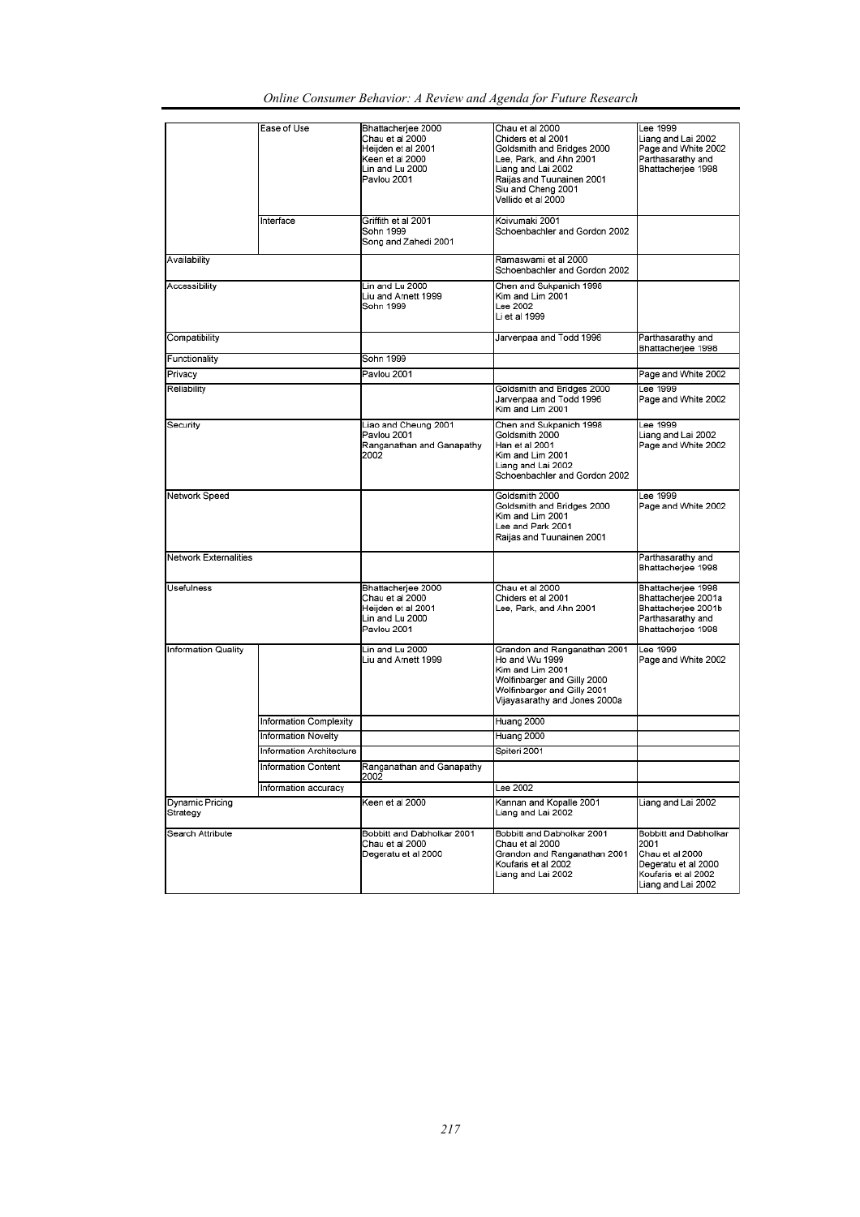| | | | | |
|---|---|---|---|---|
| | Ease of Use | Bhattacherjee 2000<br>Chau et al 2000<br>Heijden et al 2001<br>Keen et al 2000<br>Lin and Lu 2000<br>Pavlou 2001 | Chau et al 2000<br>Childers et al 2001<br>Goldsmith and Bridges 2000<br>Lee, Park, and Ahn 2001<br>Liang and Lai 2002<br>Raijas and Tuunainen 2001<br>Siu and Cheng 2001<br>Vellido et al 2000 | Lee 1999<br>Liang and Lai 2002<br>Page and White 2002<br>Parthasarathy and Bhattacherjee 1998 |
| | Interface | Griffith et al 2001<br>Sohn 1999<br>Song and Zahedi 2001 | Koivumaki 2001<br>Schoenbachler and Gordon 2002 | |
| Availability | | | Ramaswami et al 2000<br>Schoenbachler and Gordon 2002 | |
| Accessibility | | Lin and Lu 2000<br>Liu and Arnett 1999<br>Sohn 1999 | Chen and Sukpanich 1998<br>Kim and Lim 2001<br>Lee 2002<br>Li et al 1999 | |
| Compatibility | | | Jarvenpaa and Todd 1996 | Parthasarathy and Bhattacherjee 1998 |
| Functionality | | Sohn 1999 | | |
| Privacy | | Pavlou 2001 | | Page and White 2002 |
| Reliability | | | Goldsmith and Bridges 2000<br>Jarvenpaa and Todd 1996<br>Kim and Lim 2001 | Lee 1999<br>Page and White 2002 |
| Security | | Liao and Cheung 2001<br>Pavlou 2001<br>Ranganathan and Ganapathy 2002 | Chen and Sukpanich 1998<br>Goldsmith 2000<br>Han et al 2001<br>Kim and Lim 2001<br>Liang and Lai 2002<br>Schoenbachler and Gordon 2002 | Lee 1999<br>Liang and Lai 2002<br>Page and White 2002 |
| Network Speed | | | Goldsmith 2000<br>Goldsmith and Bridges 2000<br>Kim and Lim 2001<br>Lee and Park 2001<br>Raijas and Tuunainen 2001 | Lee 1999<br>Page and White 2002 |
| Network Externalities | | | | Parthasarathy and Bhattacherjee 1998 |
| Usefulness | | Bhattacherjee 2000<br>Chau et al 2000<br>Heijden et al 2001<br>Lin and Lu 2000<br>Pavlou 2001 | Chau et al 2000<br>Childers et al 2001<br>Lee, Park, and Ahn 2001 | Bhattacherjee 1998<br>Bhattacherjee 2001a<br>Bhattacherjee 2001b<br>Parthasarathy and Bhattacherjee 1998 |
| Information Quality | | Lin and Lu 2000<br>Liu and Arnett 1999 | Grandon and Ranganathan 2001<br>Ho and Wu 1999<br>Kim and Lim 2001<br>Wolfinbarger and Gilly 2000<br>Wolfinbarger and Gilly 2001<br>Vijayasarathy and Jones 2000a | Lee 1999<br>Page and White 2002 |
| | Information Complexity | | Huang 2000 | |
| | Information Novelty | | Huang 2000 | |
| | Information Architecture | | Spiteri 2001 | |
| | Information Content | Ranganathan and Ganapathy 2002 | | |
| | Information accuracy | | Lee 2002 | |
| Dynamic Pricing Strategy | | Keen et al 2000 | Kannan and Kopalle 2001<br>Liang and Lai 2002 | Liang and Lai 2002 |
| Search Attribute | | Bobbitt and Dabholkar 2001<br>Chau et al 2000<br>Degeratu et al 2000 | Bobbitt and Dabholkar 2001<br>Chau et al 2000<br>Grandon and Ranganathan 2001<br>Koufaris et al 2002<br>Liang and Lai 2002 | Bobbitt and Dabholkar 2001<br>Chau et al 2000<br>Degeratu et al 2000<br>Koufaris et al 2002<br>Liang and Lai 2002 |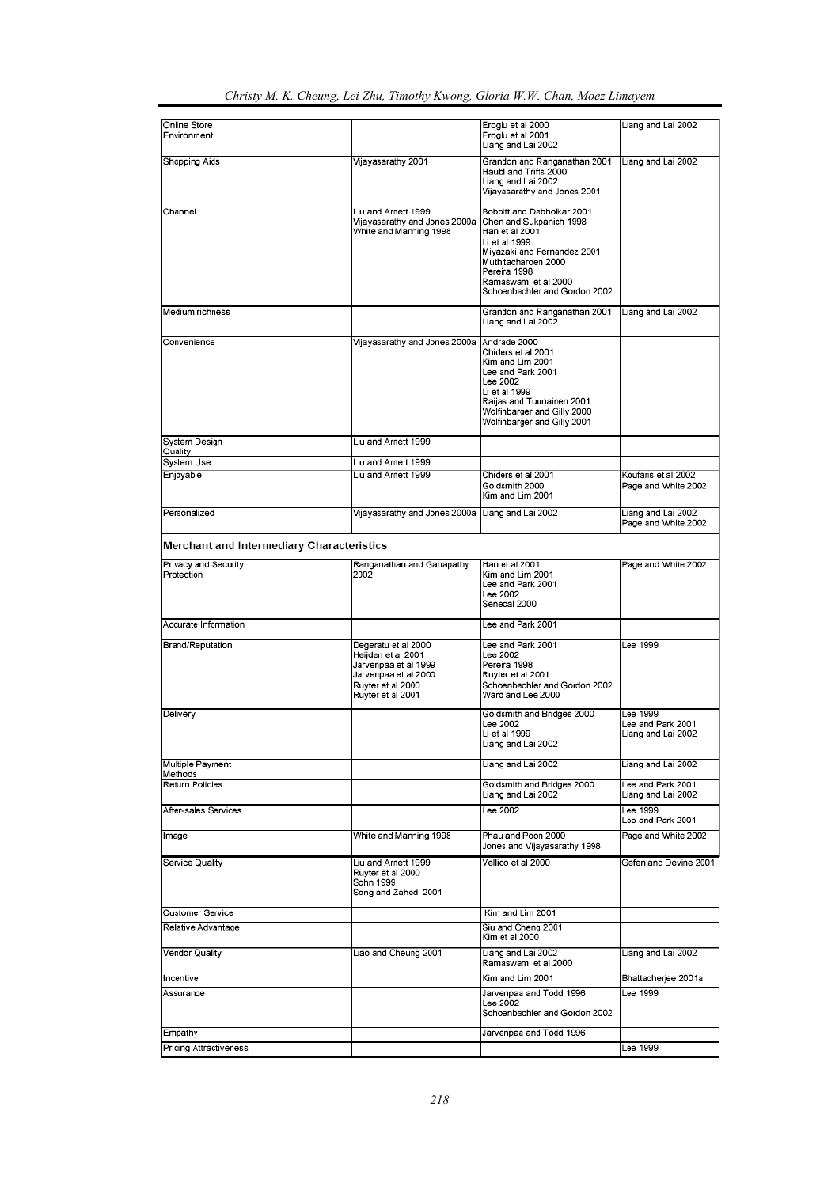| | | | |
|---|---|---|---|
| Online Store Environment | | Eroglu et al 2000<br>Eroglu et al 2001<br>Liang and Lai 2002 | Liang and Lai 2002 |
| Shopping Aids | Vijayasarathy 2001 | Grandon and Ranganathan 2001<br>Haubl and Trifts 2000<br>Liang and Lai 2002<br>Vijayasarathy and Jones 2001 | Liang and Lai 2002 |
| Channel | Liu and Arnett 1999<br>Vijayasarathy and Jones 2000a<br>White and Manning 1998 | Bobbitt and Dabholkar 2001<br>Chen and Sukpanich 1998<br>Han et al 2001<br>Li et al 1999<br>Miyazaki and Fernandez 2001<br>Muthitacharoen 2000<br>Pereira 1998<br>Ramaswami et al 2000<br>Schoenbachler and Gordon 2002 | |
| Medium richness | | Grandon and Ranganathan 2001<br>Liang and Lai 2002 | Liang and Lai 2002 |
| Convenience | Vijayasarathy and Jones 2000a | Andrade 2000<br>Chiders et al 2001<br>Kim and Lim 2001<br>Lee and Park 2001<br>Lee 2002<br>Li et al 1999<br>Raijas and Tuunainen 2001<br>Wolfinbarger and Gilly 2000<br>Wolfinbarger and Gilly 2001 | |
| System Design Quality | Liu and Arnett 1999 | | |
| System Use | Liu and Arnett 1999 | | |
| Enjoyable | Liu and Arnett 1999 | Chiders et al 2001<br>Goldsmith 2000<br>Kim and Lim 2001 | Koufaris et al 2002<br>Page and White 2002 |
| Personalized | Vijayasarathy and Jones 2000a | Liang and Lai 2002 | Liang and Lai 2002<br>Page and White 2002 |
| **Merchant and Intermediary Characteristics** | | | |
| Privacy and Security Protection | Ranganathan and Ganapathy 2002 | Han et al 2001<br>Kim and Lim 2001<br>Lee and Park 2001<br>Lee 2002<br>Senecal 2000 | Page and White 2002 |
| Accurate Information | | Lee and Park 2001 | |
| Brand/Reputation | Degeratu et al 2000<br>Heijden et al 2001<br>Jarvenpaa et al 1999<br>Jarvenpaa et al 2000<br>Ruyter et al 2000<br>Ruyter et al 2001 | Lee and Park 2001<br>Lee 2002<br>Pereira 1998<br>Ruyter et al 2001<br>Schoenbachler and Gordon 2002<br>Ward and Lee 2000 | Lee 1999 |
| Delivery | | Goldsmith and Bridges 2000<br>Lee 2002<br>Li et al 1999<br>Liang and Lai 2002 | Lee 1999<br>Lee and Park 2001<br>Liang and Lai 2002 |
| Multiple Payment Methods | | Liang and Lai 2002 | Liang and Lai 2002 |
| Return Policies | | Goldsmith and Bridges 2000<br>Liang and Lai 2002 | Lee and Park 2001<br>Liang and Lai 2002 |
| After-sales Services | | Lee 2002 | Lee 1999<br>Lee and Park 2001 |
| Image | White and Manning 1998 | Phau and Poon 2000<br>Jones and Vijayasarathy 1998 | Page and White 2002 |
| Service Quality | Liu and Arnett 1999<br>Ruyter et al 2000<br>Sohn 1999<br>Song and Zahedi 2001 | Vellido et al 2000 | Gefen and Devine 2001 |
| Customer Service | | Kim and Lim 2001 | |
| Relative Advantage | | Siu and Cheng 2001<br>Kim et al 2000 | |
| Vendor Quality | Liao and Cheung 2001 | Liang and Lai 2002<br>Ramaswami et al 2000 | Liang and Lai 2002 |
| Incentive | | Kim and Lim 2001 | Bhattacherjee 2001a |
| Assurance | | Jarvenpaa and Todd 1996<br>Lee 2002<br>Schoenbachler and Gordon 2002 | Lee 1999 |
| Empathy | | Jarvenpaa and Todd 1996 | |
| Pricing Attractiveness | | | Lee 1999 |